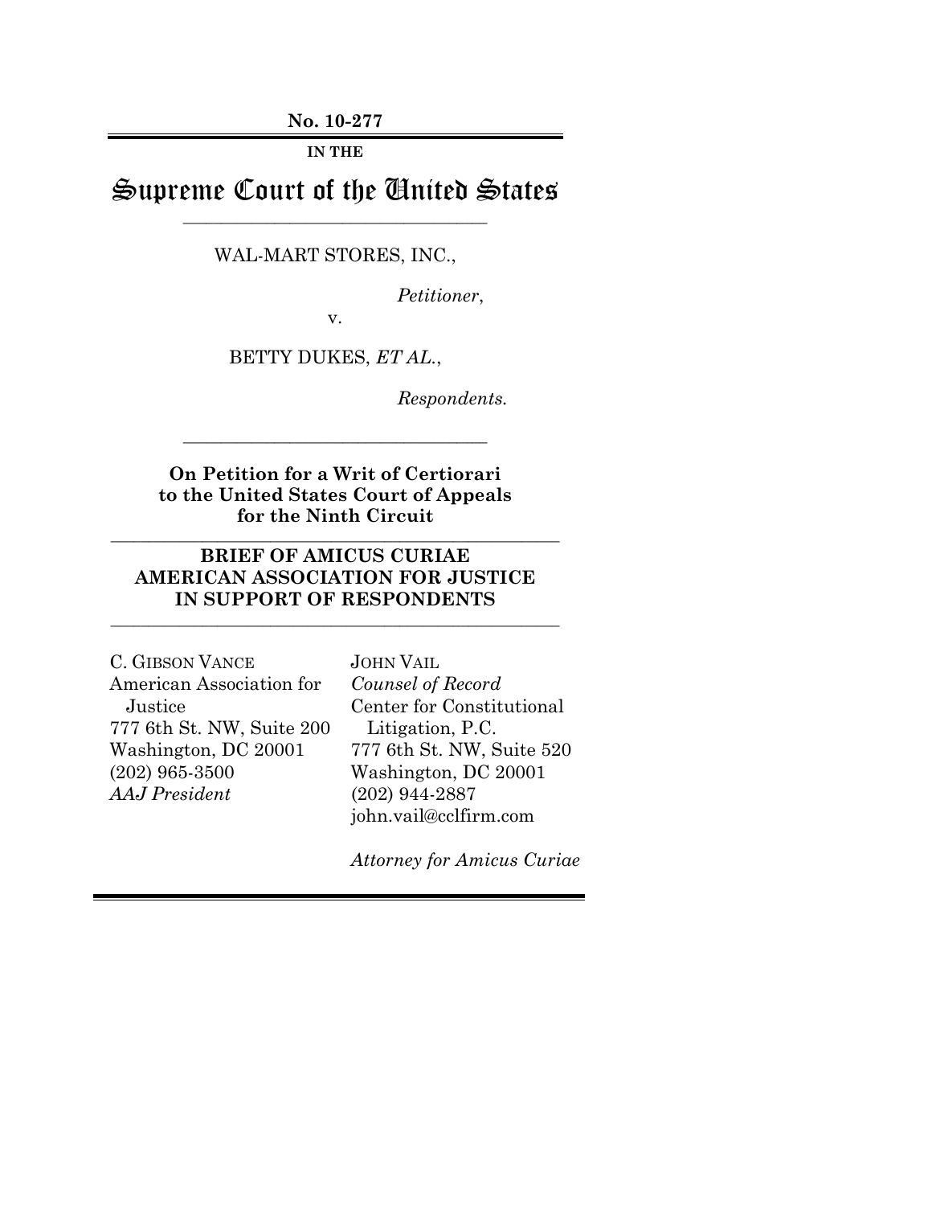**No. 10-277**

**IN THE**

# Supreme Court of the United States

---

WAL-MART STORES, INC.,

*Petitioner*,

v.

BETTY DUKES, *ET AL*.,

*Respondents.*

---

**On Petition for a Writ of Certiorari to the United States Court of Appeals for the Ninth Circuit**

---

**BRIEF OF AMICUS CURIAE AMERICAN ASSOCIATION FOR JUSTICE IN SUPPORT OF RESPONDENTS**

---

C. GIBSON VANCE
American Association for Justice
777 6th St. NW, Suite 200
Washington, DC 20001
(202) 965-3500
*AAJ President*

JOHN VAIL
*Counsel of Record*
Center for Constitutional Litigation, P.C.
777 6th St. NW, Suite 520
Washington, DC 20001
(202) 944-2887
john.vail@cclfirm.com

*Attorney for Amicus Curiae*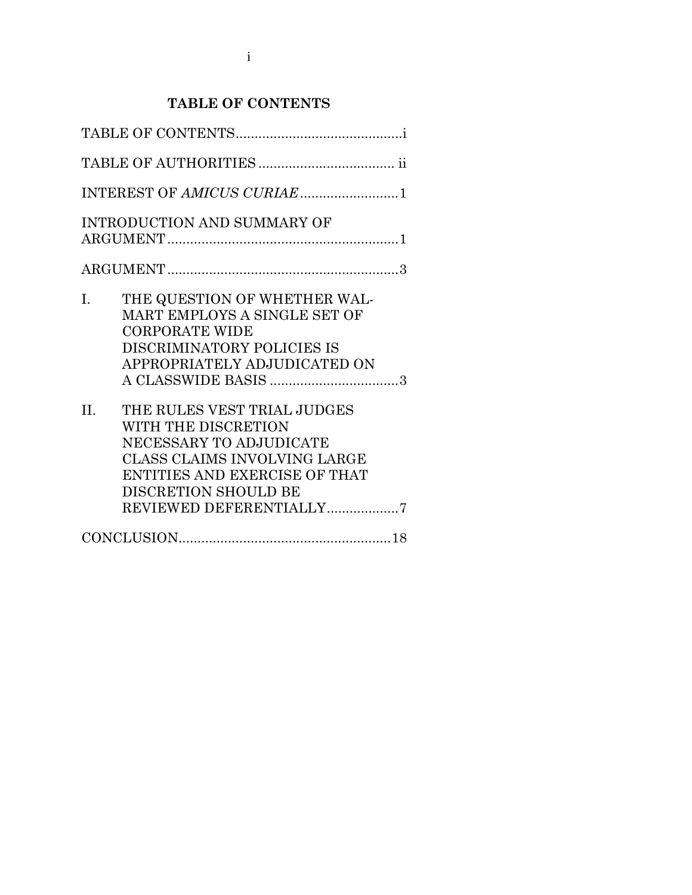## TABLE OF CONTENTS

TABLE OF CONTENTS ............................................i

TABLE OF AUTHORITIES .................................... ii

INTEREST OF *AMICUS CURIAE* ..........................1

INTRODUCTION AND SUMMARY OF ARGUMENT .............................................................1

ARGUMENT .............................................................3

I. THE QUESTION OF WHETHER WAL-MART EMPLOYS A SINGLE SET OF CORPORATE WIDE DISCRIMINATORY POLICIES IS APPROPRIATELY ADJUDICATED ON A CLASSWIDE BASIS ..................................3

II. THE RULES VEST TRIAL JUDGES WITH THE DISCRETION NECESSARY TO ADJUDICATE CLASS CLAIMS INVOLVING LARGE ENTITIES AND EXERCISE OF THAT DISCRETION SHOULD BE REVIEWED DEFERENTIALLY..................7

CONCLUSION........................................................18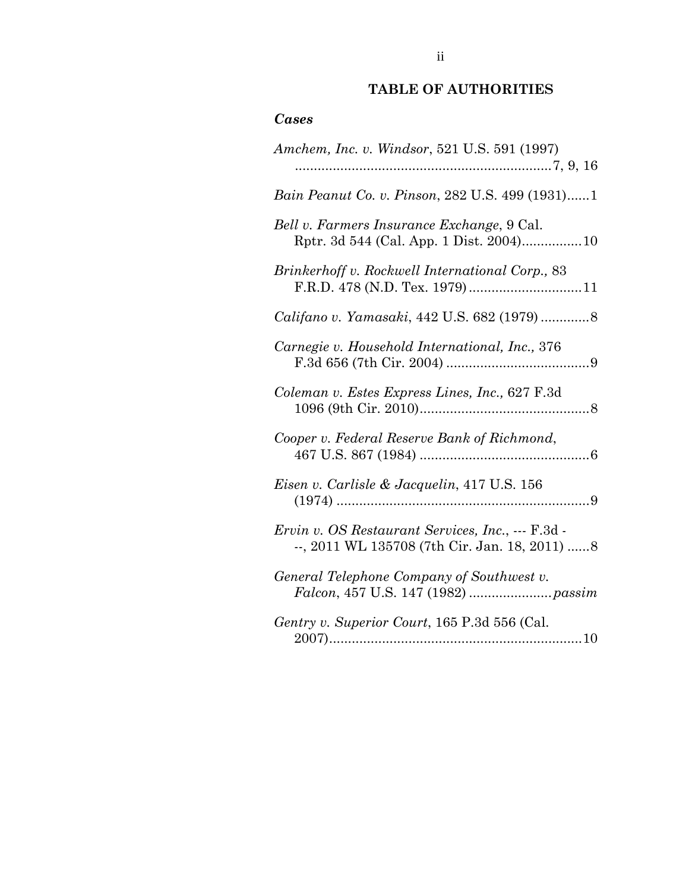## TABLE OF AUTHORITIES

### *Cases*

*Amchem, Inc. v. Windsor*, 521 U.S. 591 (1997) .....................................................................7, 9, 16

*Bain Peanut Co. v. Pinson*, 282 U.S. 499 (1931)......1

*Bell v. Farmers Insurance Exchange*, 9 Cal. Rptr. 3d 544 (Cal. App. 1 Dist. 2004)................10

*Brinkerhoff v. Rockwell International Corp.,* 83 F.R.D. 478 (N.D. Tex. 1979) ..............................11

*Califano v. Yamasaki*, 442 U.S. 682 (1979) .............8

*Carnegie v. Household International, Inc.,* 376 F.3d 656 (7th Cir. 2004) ......................................9

*Coleman v. Estes Express Lines, Inc.,* 627 F.3d 1096 (9th Cir. 2010).............................................8

*Cooper v. Federal Reserve Bank of Richmond*, 467 U.S. 867 (1984) .............................................6

*Eisen v. Carlisle & Jacquelin*, 417 U.S. 156 (1974) ...................................................................9

*Ervin v. OS Restaurant Services, Inc.*, --- F.3d ---, 2011 WL 135708 (7th Cir. Jan. 18, 2011) ......8

*General Telephone Company of Southwest v. Falcon*, 457 U.S. 147 (1982) ......................*passim*

*Gentry v. Superior Court*, 165 P.3d 556 (Cal. 2007)...................................................................10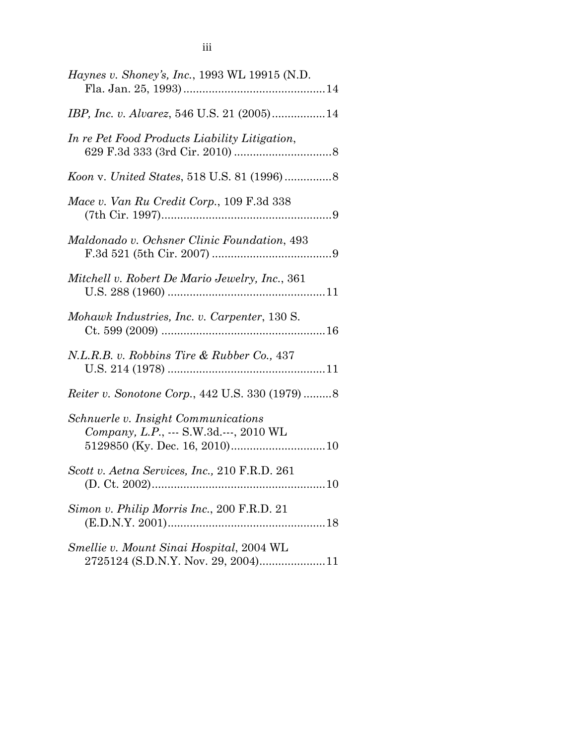*Haynes v. Shoney's, Inc.*, 1993 WL 19915 (N.D. Fla. Jan. 25, 1993)............................................14

*IBP, Inc. v. Alvarez*, 546 U.S. 21 (2005)................14

*In re Pet Food Products Liability Litigation*, 629 F.3d 333 (3rd Cir. 2010) ...............................8

*Koon* v. *United States*, 518 U.S. 81 (1996)...............8

*Mace v. Van Ru Credit Corp.*, 109 F.3d 338 (7th Cir. 1997)......................................................9

*Maldonado v. Ochsner Clinic Foundation*, 493 F.3d 521 (5th Cir. 2007) ......................................9

*Mitchell v. Robert De Mario Jewelry, Inc.*, 361 U.S. 288 (1960) .................................................11

*Mohawk Industries, Inc. v. Carpenter*, 130 S. Ct. 599 (2009) ...................................................16

*N.L.R.B. v. Robbins Tire & Rubber Co.,* 437 U.S. 214 (1978) .................................................11

*Reiter v. Sonotone Corp.*, 442 U.S. 330 (1979) .........8

*Schnuerle v. Insight Communications Company, L.P.*, --- S.W.3d.---, 2010 WL 5129850 (Ky. Dec. 16, 2010).............................10

*Scott v. Aetna Services, Inc.,* 210 F.R.D. 261 (D. Ct. 2002).......................................................10

*Simon v. Philip Morris Inc.*, 200 F.R.D. 21 (E.D.N.Y. 2001).................................................18

*Smellie v. Mount Sinai Hospital*, 2004 WL 2725124 (S.D.N.Y. Nov. 29, 2004)....................11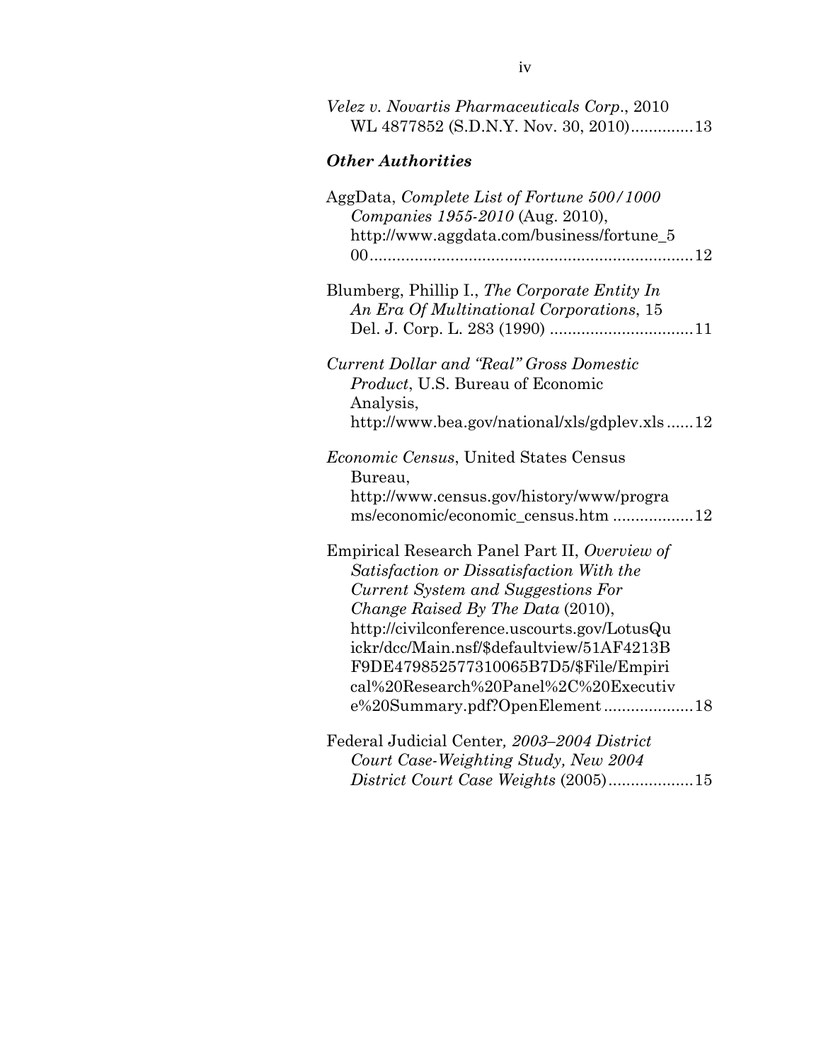*Velez v. Novartis Pharmaceuticals Corp.*, 2010 WL 4877852 (S.D.N.Y. Nov. 30, 2010)..............13

### *Other Authorities*

AggData, *Complete List of Fortune 500/1000 Companies 1955-2010* (Aug. 2010), http://www.aggdata.com/business/fortune_500........................................................................12

Blumberg, Phillip I., *The Corporate Entity In An Era Of Multinational Corporations*, 15 Del. J. Corp. L. 283 (1990) ................................11

*Current Dollar and "Real" Gross Domestic Product*, U.S. Bureau of Economic Analysis, http://www.bea.gov/national/xls/gdplev.xls ......12

*Economic Census*, United States Census Bureau, http://www.census.gov/history/www/programs/economic/economic_census.htm ..................12

Empirical Research Panel Part II, *Overview of Satisfaction or Dissatisfaction With the Current System and Suggestions For Change Raised By The Data* (2010), http://civilconference.uscourts.gov/LotusQuickr/dcc/Main.nsf/$defaultview/51AF4213BF9DE479852577310065B7D5/$File/Empirical%20Research%20Panel%2C%20Executive%20Summary.pdf?OpenElement....................18

Federal Judicial Center*, 2003–2004 District Court Case-Weighting Study, New 2004 District Court Case Weights* (2005)...................15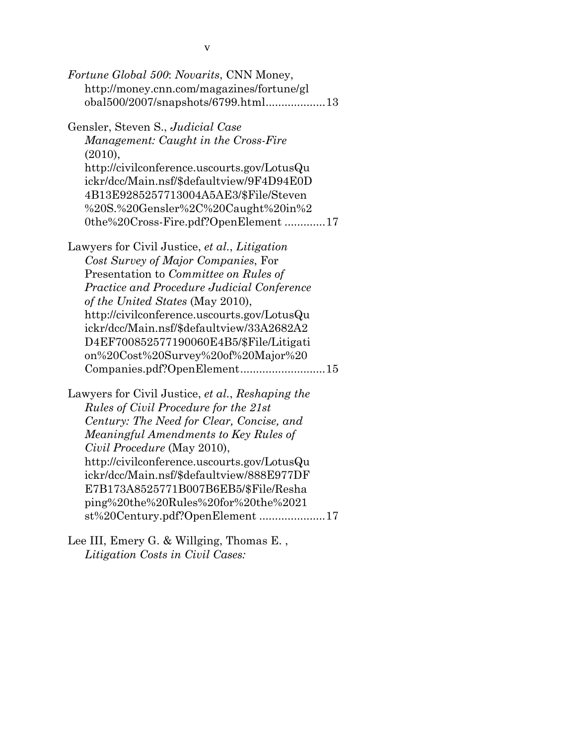*Fortune Global 500*: *Novarits*, CNN Money, http://money.cnn.com/magazines/fortune/global500/2007/snapshots/6799.html...................13

Gensler, Steven S., *Judicial Case Management: Caught in the Cross-Fire* (2010), http://civilconference.uscourts.gov/LotusQuickr/dcc/Main.nsf/$defaultview/9F4D94E0D4B13E9285257713004A5AE3/$File/Steven%20S.%20Gensler%2C%20Caught%20in%20the%20Cross-Fire.pdf?OpenElement .............17

Lawyers for Civil Justice, *et al.*, *Litigation Cost Survey of Major Companies*, For Presentation to *Committee on Rules of Practice and Procedure Judicial Conference of the United States* (May 2010), http://civilconference.uscourts.gov/LotusQuickr/dcc/Main.nsf/$defaultview/33A2682A2D4EF700852577190060E4B5/$File/Litigation%20Cost%20Survey%20of%20Major%20Companies.pdf?OpenElement...........................15

Lawyers for Civil Justice, *et al.*, *Reshaping the Rules of Civil Procedure for the 21st Century: The Need for Clear, Concise, and Meaningful Amendments to Key Rules of Civil Procedure* (May 2010), http://civilconference.uscourts.gov/LotusQuickr/dcc/Main.nsf/$defaultview/888E977DFE7B173A8525771B007B6EB5/$File/Reshaping%20the%20Rules%20for%20the%2021st%20Century.pdf?OpenElement .....................17

Lee III, Emery G. & Willging, Thomas E. , *Litigation Costs in Civil Cases:*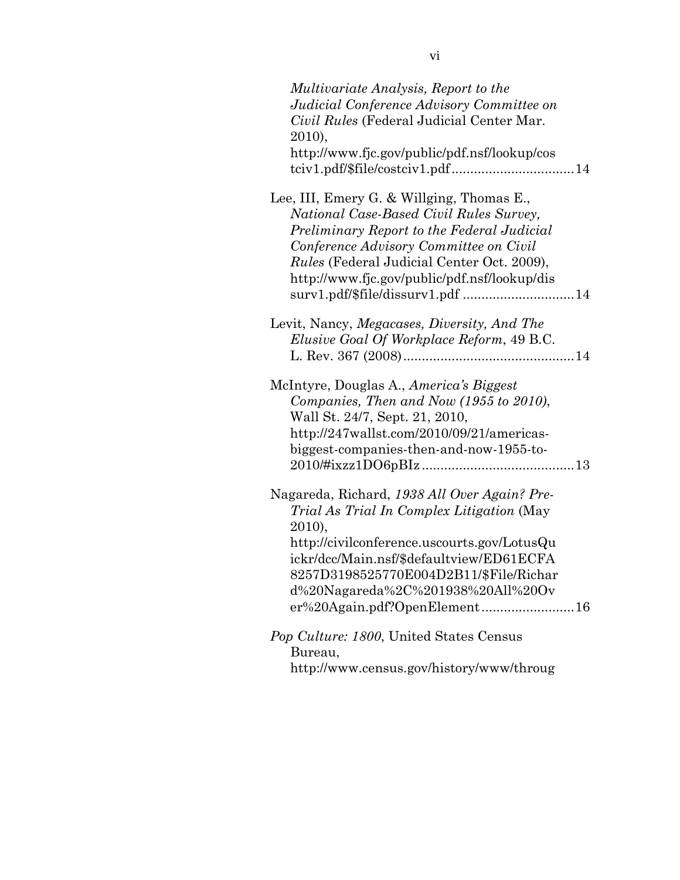*Multivariate Analysis, Report to the Judicial Conference Advisory Committee on Civil Rules* (Federal Judicial Center Mar. 2010), http://www.fjc.gov/public/pdf.nsf/lookup/costciv1.pdf/$file/costciv1.pdf ................................14

Lee, III, Emery G. & Willging, Thomas E., *National Case-Based Civil Rules Survey, Preliminary Report to the Federal Judicial Conference Advisory Committee on Civil Rules* (Federal Judicial Center Oct. 2009), http://www.fjc.gov/public/pdf.nsf/lookup/dissurv1.pdf/$file/dissurv1.pdf .............................14

Levit, Nancy, *Megacases, Diversity, And The Elusive Goal Of Workplace Reform*, 49 B.C. L. Rev. 367 (2008).............................................14

McIntyre, Douglas A., *America's Biggest Companies, Then and Now (1955 to 2010)*, Wall St. 24/7, Sept. 21, 2010, http://247wallst.com/2010/09/21/americas-biggest-companies-then-and-now-1955-to-2010/#ixzz1DO6pBIz........................................13

Nagareda, Richard, *1938 All Over Again? Pre-Trial As Trial In Complex Litigation* (May 2010), http://civilconference.uscourts.gov/LotusQuickr/dcc/Main.nsf/$defaultview/ED61ECFA8257D3198525770E004D2B11/$File/Richard%20Nagareda%2C%201938%20All%20Over%20Again.pdf?OpenElement.........................16

*Pop Culture: 1800*, United States Census Bureau, http://www.census.gov/history/www/throug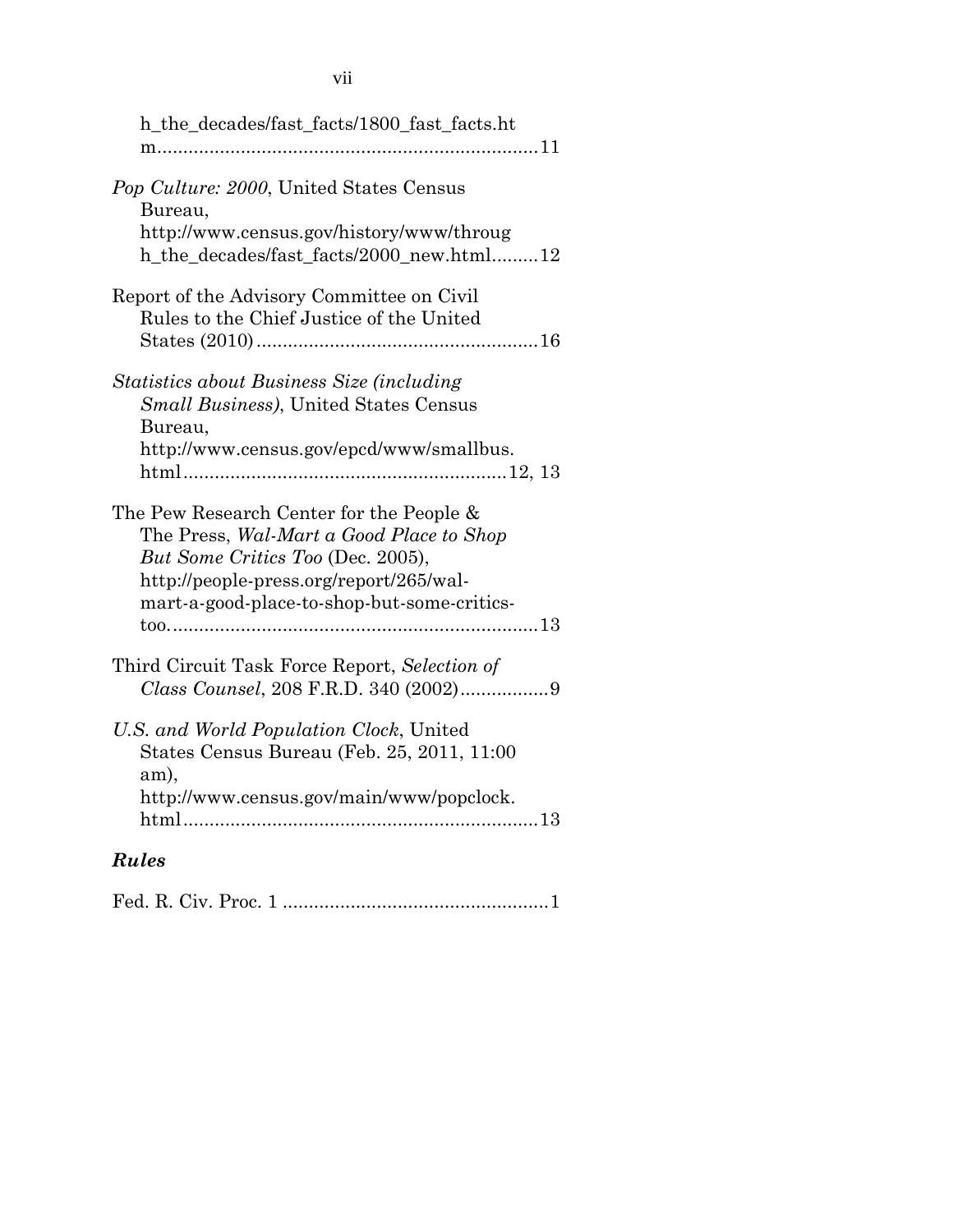h_the_decades/fast_facts/1800_fast_facts.htm........................................................................11

*Pop Culture: 2000*, United States Census Bureau, http://www.census.gov/history/www/through_the_decades/fast_facts/2000_new.html.........12

Report of the Advisory Committee on Civil Rules to the Chief Justice of the United States (2010)......................................................16

*Statistics about Business Size (including Small Business)*, United States Census Bureau, http://www.census.gov/epcd/www/smallbus.html.............................................................12, 13

The Pew Research Center for the People & The Press, *Wal-Mart a Good Place to Shop But Some Critics Too* (Dec. 2005), http://people-press.org/report/265/wal-mart-a-good-place-to-shop-but-some-critics-too.......................................................................13

Third Circuit Task Force Report, *Selection of Class Counsel*, 208 F.R.D. 340 (2002).................9

*U.S. and World Population Clock*, United States Census Bureau (Feb. 25, 2011, 11:00 am), http://www.census.gov/main/www/popclock.html....................................................................13

### *Rules*

Fed. R. Civ. Proc. 1 ..................................................1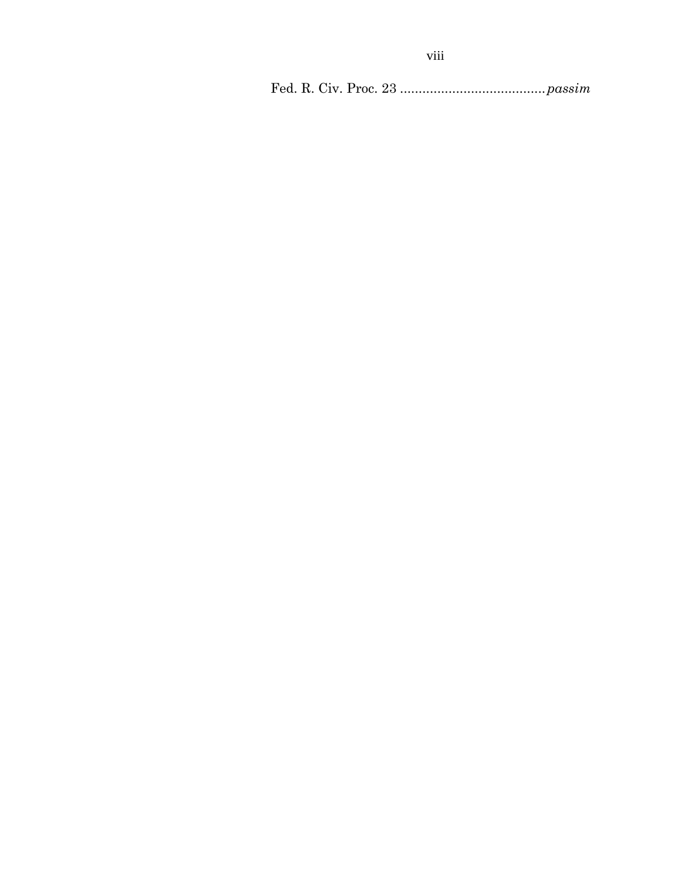Fed. R. Civ. Proc. 23 ....................................... *passim*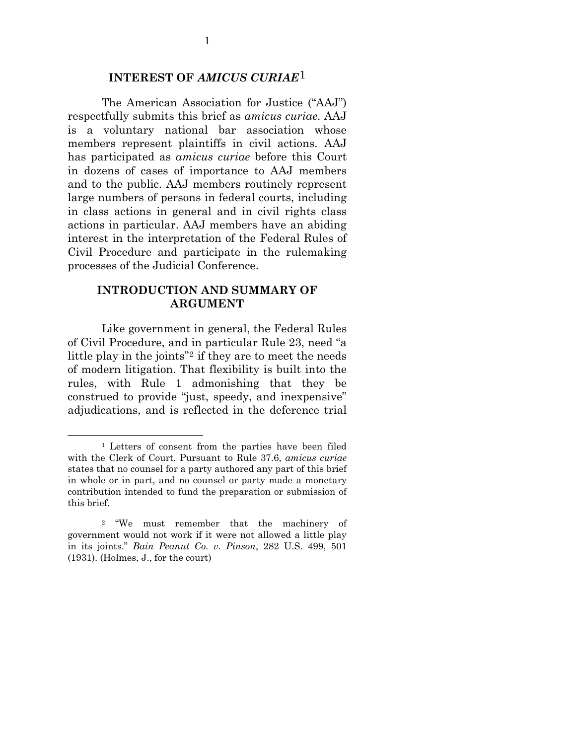## INTEREST OF *AMICUS CURIAE*[1]

The American Association for Justice ("AAJ") respectfully submits this brief as *amicus curiae*. AAJ is a voluntary national bar association whose members represent plaintiffs in civil actions. AAJ has participated as *amicus curiae* before this Court in dozens of cases of importance to AAJ members and to the public. AAJ members routinely represent large numbers of persons in federal courts, including in class actions in general and in civil rights class actions in particular. AAJ members have an abiding interest in the interpretation of the Federal Rules of Civil Procedure and participate in the rulemaking processes of the Judicial Conference.

## INTRODUCTION AND SUMMARY OF ARGUMENT

Like government in general, the Federal Rules of Civil Procedure, and in particular Rule 23, need "a little play in the joints"[2] if they are to meet the needs of modern litigation. That flexibility is built into the rules, with Rule 1 admonishing that they be construed to provide "just, speedy, and inexpensive" adjudications, and is reflected in the deference trial

---

[1] Letters of consent from the parties have been filed with the Clerk of Court. Pursuant to Rule 37.6, *amicus curiae* states that no counsel for a party authored any part of this brief in whole or in part, and no counsel or party made a monetary contribution intended to fund the preparation or submission of this brief.

[2] "We must remember that the machinery of government would not work if it were not allowed a little play in its joints." *Bain Peanut Co. v. Pinson*, 282 U.S. 499, 501 (1931). (Holmes, J., for the court)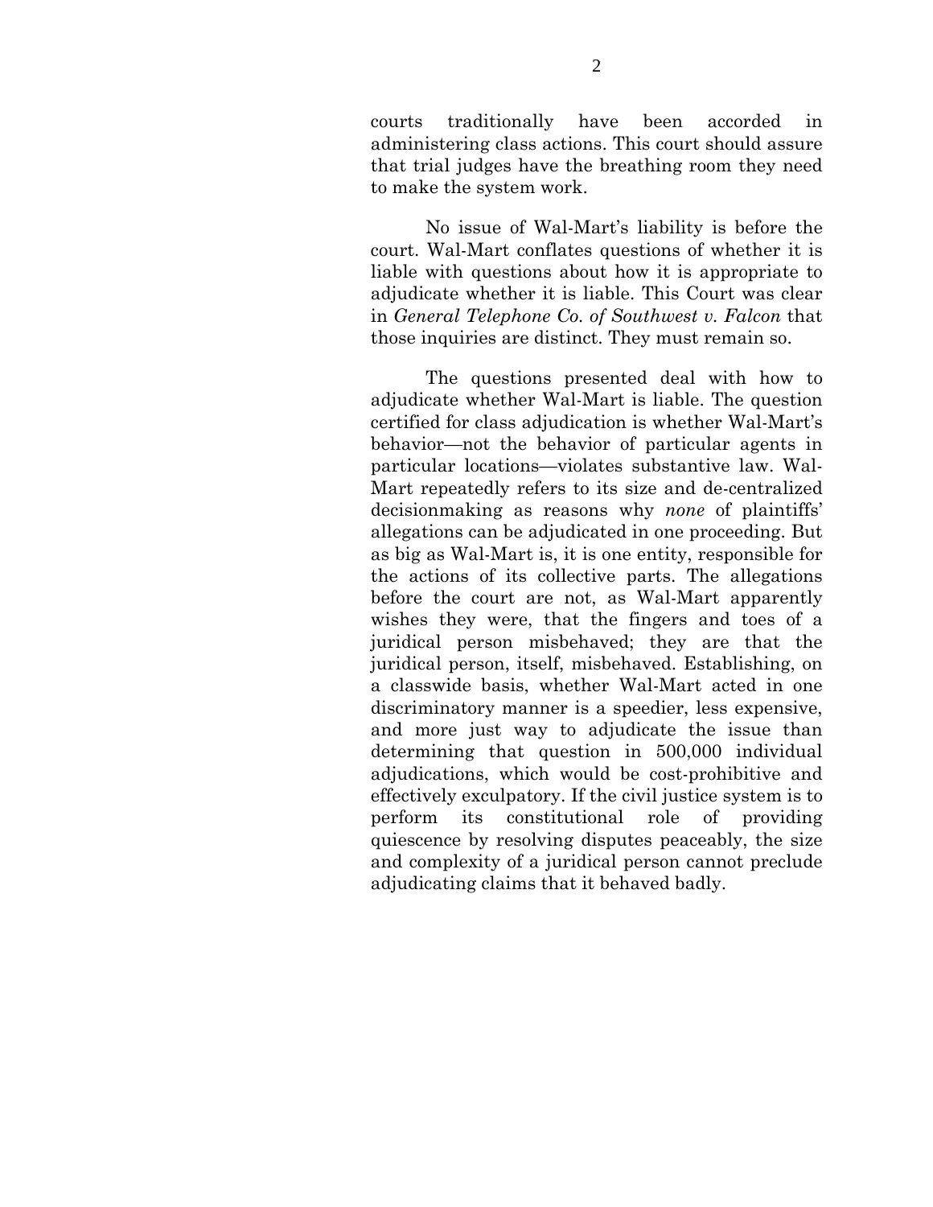courts traditionally have been accorded in administering class actions. This court should assure that trial judges have the breathing room they need to make the system work.

No issue of Wal-Mart's liability is before the court. Wal-Mart conflates questions of whether it is liable with questions about how it is appropriate to adjudicate whether it is liable. This Court was clear in *General Telephone Co. of Southwest v. Falcon* that those inquiries are distinct. They must remain so.

The questions presented deal with how to adjudicate whether Wal-Mart is liable. The question certified for class adjudication is whether Wal-Mart's behavior—not the behavior of particular agents in particular locations—violates substantive law. Wal-Mart repeatedly refers to its size and de-centralized decisionmaking as reasons why *none* of plaintiffs' allegations can be adjudicated in one proceeding. But as big as Wal-Mart is, it is one entity, responsible for the actions of its collective parts. The allegations before the court are not, as Wal-Mart apparently wishes they were, that the fingers and toes of a juridical person misbehaved; they are that the juridical person, itself, misbehaved. Establishing, on a classwide basis, whether Wal-Mart acted in one discriminatory manner is a speedier, less expensive, and more just way to adjudicate the issue than determining that question in 500,000 individual adjudications, which would be cost-prohibitive and effectively exculpatory. If the civil justice system is to perform its constitutional role of providing quiescence by resolving disputes peaceably, the size and complexity of a juridical person cannot preclude adjudicating claims that it behaved badly.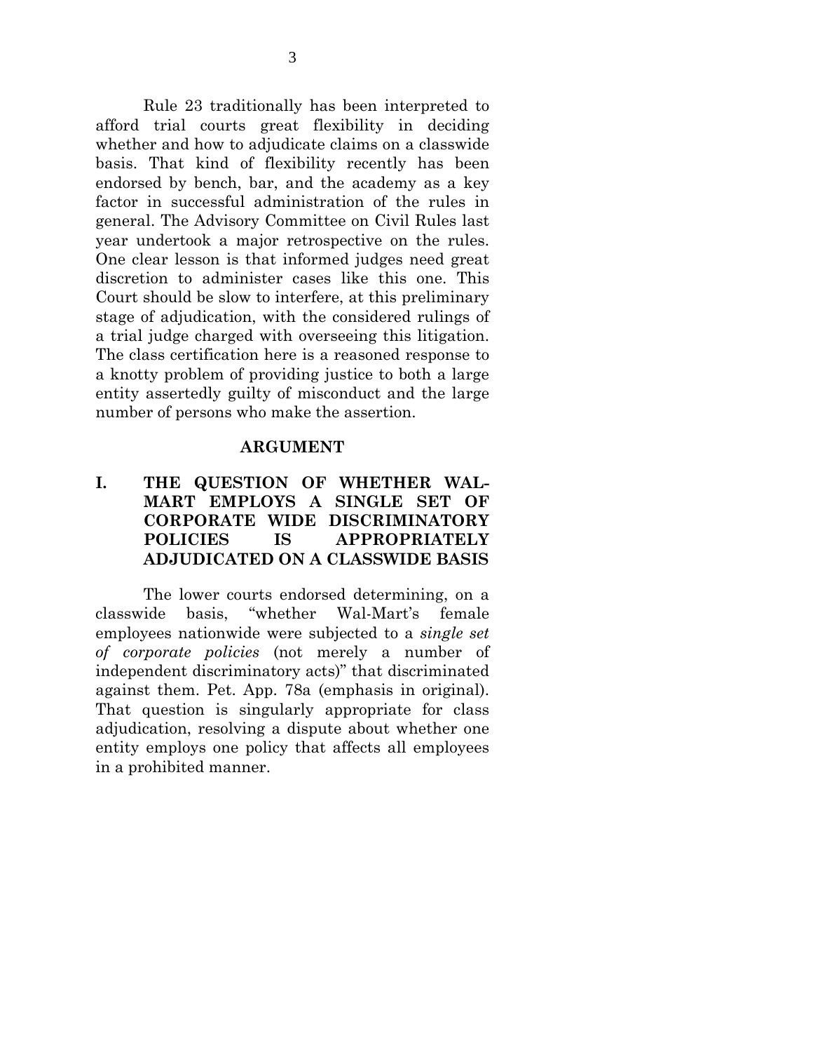Rule 23 traditionally has been interpreted to afford trial courts great flexibility in deciding whether and how to adjudicate claims on a classwide basis. That kind of flexibility recently has been endorsed by bench, bar, and the academy as a key factor in successful administration of the rules in general. The Advisory Committee on Civil Rules last year undertook a major retrospective on the rules. One clear lesson is that informed judges need great discretion to administer cases like this one. This Court should be slow to interfere, at this preliminary stage of adjudication, with the considered rulings of a trial judge charged with overseeing this litigation. The class certification here is a reasoned response to a knotty problem of providing justice to both a large entity assertedly guilty of misconduct and the large number of persons who make the assertion.

## ARGUMENT

### I. THE QUESTION OF WHETHER WAL-MART EMPLOYS A SINGLE SET OF CORPORATE WIDE DISCRIMINATORY POLICIES IS APPROPRIATELY ADJUDICATED ON A CLASSWIDE BASIS

The lower courts endorsed determining, on a classwide basis, "whether Wal-Mart's female employees nationwide were subjected to a *single set of corporate policies* (not merely a number of independent discriminatory acts)" that discriminated against them. Pet. App. 78a (emphasis in original). That question is singularly appropriate for class adjudication, resolving a dispute about whether one entity employs one policy that affects all employees in a prohibited manner.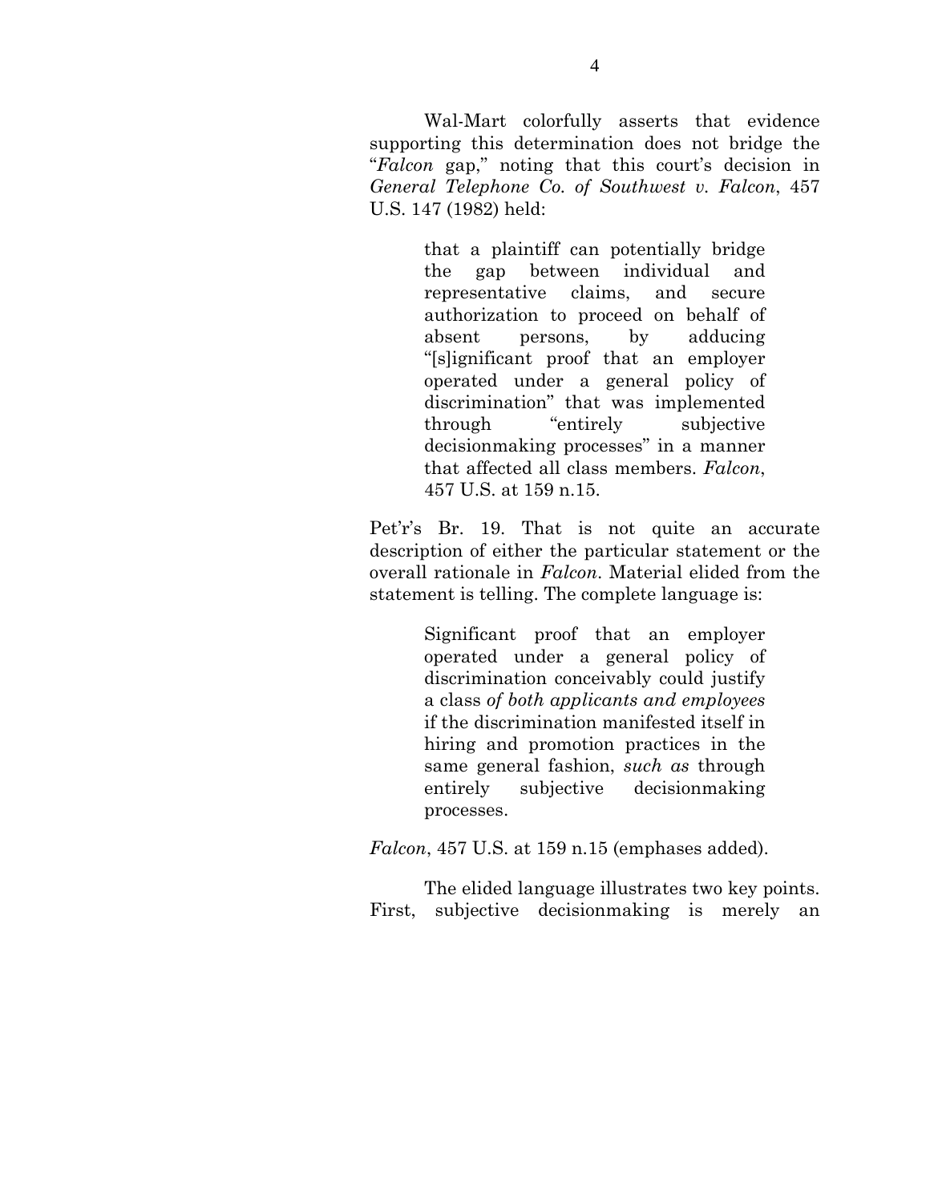Wal-Mart colorfully asserts that evidence supporting this determination does not bridge the "*Falcon* gap," noting that this court's decision in *General Telephone Co. of Southwest v. Falcon*, 457 U.S. 147 (1982) held:

> that a plaintiff can potentially bridge the gap between individual and representative claims, and secure authorization to proceed on behalf of absent persons, by adducing "[s]ignificant proof that an employer operated under a general policy of discrimination" that was implemented through "entirely subjective decisionmaking processes" in a manner that affected all class members. *Falcon*, 457 U.S. at 159 n.15.

Pet'r's Br. 19. That is not quite an accurate description of either the particular statement or the overall rationale in *Falcon*. Material elided from the statement is telling. The complete language is:

> Significant proof that an employer operated under a general policy of discrimination conceivably could justify a class *of both applicants and employees* if the discrimination manifested itself in hiring and promotion practices in the same general fashion, *such as* through entirely subjective decisionmaking processes.

*Falcon*, 457 U.S. at 159 n.15 (emphases added).

The elided language illustrates two key points. First, subjective decisionmaking is merely an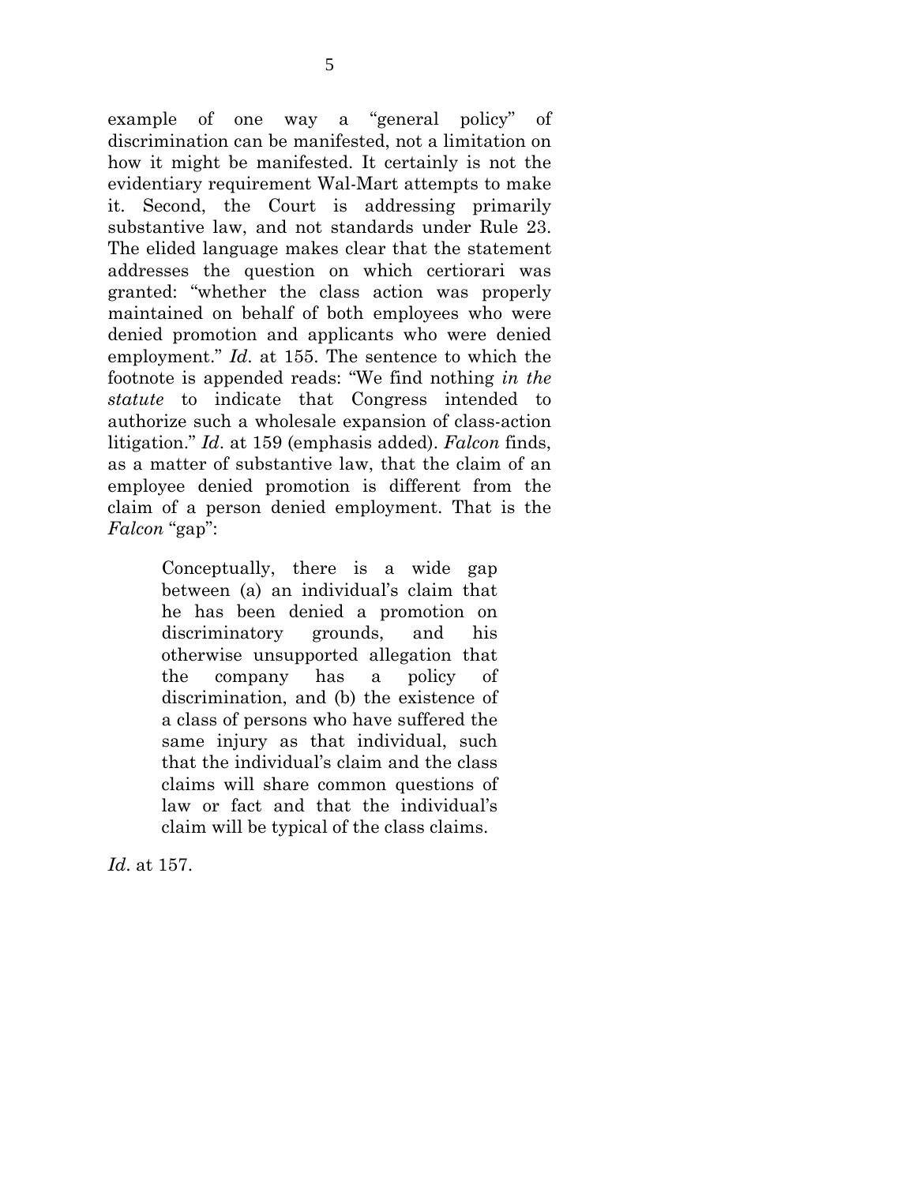example of one way a "general policy" of discrimination can be manifested, not a limitation on how it might be manifested. It certainly is not the evidentiary requirement Wal-Mart attempts to make it. Second, the Court is addressing primarily substantive law, and not standards under Rule 23. The elided language makes clear that the statement addresses the question on which certiorari was granted: "whether the class action was properly maintained on behalf of both employees who were denied promotion and applicants who were denied employment." *Id.* at 155. The sentence to which the footnote is appended reads: "We find nothing *in the statute* to indicate that Congress intended to authorize such a wholesale expansion of class-action litigation." *Id*. at 159 (emphasis added). *Falcon* finds, as a matter of substantive law, that the claim of an employee denied promotion is different from the claim of a person denied employment. That is the *Falcon* "gap":

> Conceptually, there is a wide gap between (a) an individual's claim that he has been denied a promotion on discriminatory grounds, and his otherwise unsupported allegation that the company has a policy of discrimination, and (b) the existence of a class of persons who have suffered the same injury as that individual, such that the individual's claim and the class claims will share common questions of law or fact and that the individual's claim will be typical of the class claims.

*Id*. at 157.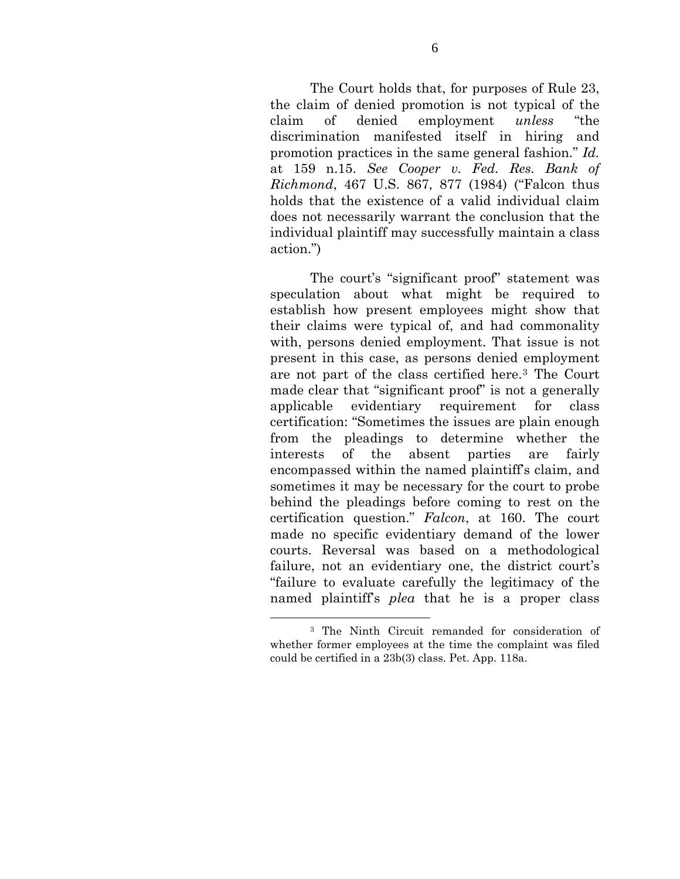The Court holds that, for purposes of Rule 23, the claim of denied promotion is not typical of the claim of denied employment *unless* "the discrimination manifested itself in hiring and promotion practices in the same general fashion." *Id.* at 159 n.15. *See Cooper v. Fed. Res. Bank of Richmond*, 467 U.S. 867, 877 (1984) ("Falcon thus holds that the existence of a valid individual claim does not necessarily warrant the conclusion that the individual plaintiff may successfully maintain a class action.")

The court's "significant proof" statement was speculation about what might be required to establish how present employees might show that their claims were typical of, and had commonality with, persons denied employment. That issue is not present in this case, as persons denied employment are not part of the class certified here.[3] The Court made clear that "significant proof" is not a generally applicable evidentiary requirement for class certification: "Sometimes the issues are plain enough from the pleadings to determine whether the interests of the absent parties are fairly encompassed within the named plaintiff's claim, and sometimes it may be necessary for the court to probe behind the pleadings before coming to rest on the certification question." *Falcon*, at 160. The court made no specific evidentiary demand of the lower courts. Reversal was based on a methodological failure, not an evidentiary one, the district court's "failure to evaluate carefully the legitimacy of the named plaintiff's *plea* that he is a proper class

---

[3] The Ninth Circuit remanded for consideration of whether former employees at the time the complaint was filed could be certified in a 23b(3) class. Pet. App. 118a.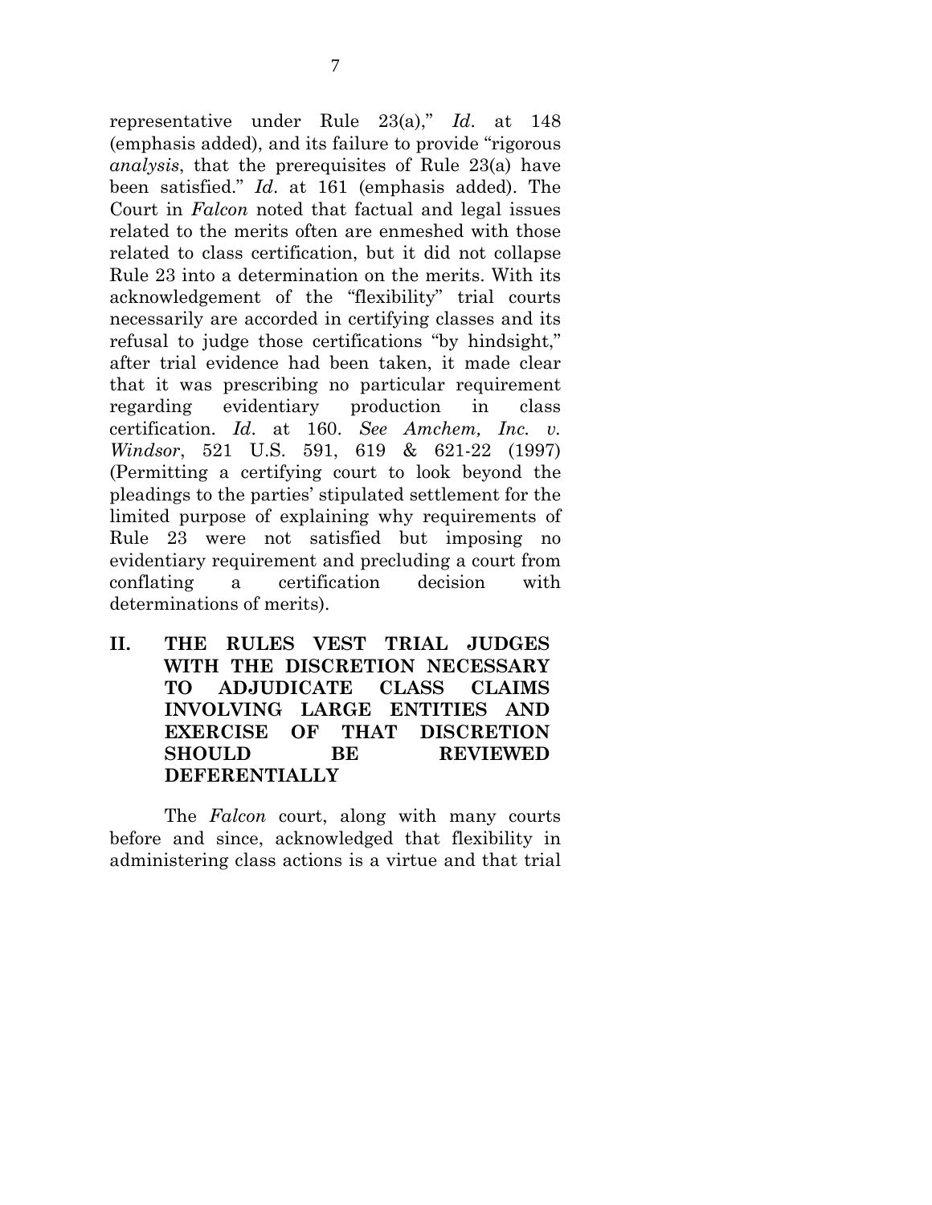representative under Rule 23(a)," *Id*. at 148 (emphasis added), and its failure to provide "rigorous *analysis*, that the prerequisites of Rule 23(a) have been satisfied." *Id*. at 161 (emphasis added). The Court in *Falcon* noted that factual and legal issues related to the merits often are enmeshed with those related to class certification, but it did not collapse Rule 23 into a determination on the merits. With its acknowledgement of the "flexibility" trial courts necessarily are accorded in certifying classes and its refusal to judge those certifications "by hindsight," after trial evidence had been taken, it made clear that it was prescribing no particular requirement regarding evidentiary production in class certification. *Id*. at 160. *See Amchem, Inc. v. Windsor*, 521 U.S. 591, 619 & 621-22 (1997) (Permitting a certifying court to look beyond the pleadings to the parties' stipulated settlement for the limited purpose of explaining why requirements of Rule 23 were not satisfied but imposing no evidentiary requirement and precluding a court from conflating a certification decision with determinations of merits).

## II. THE RULES VEST TRIAL JUDGES WITH THE DISCRETION NECESSARY TO ADJUDICATE CLASS CLAIMS INVOLVING LARGE ENTITIES AND EXERCISE OF THAT DISCRETION SHOULD BE REVIEWED DEFERENTIALLY

The *Falcon* court, along with many courts before and since, acknowledged that flexibility in administering class actions is a virtue and that trial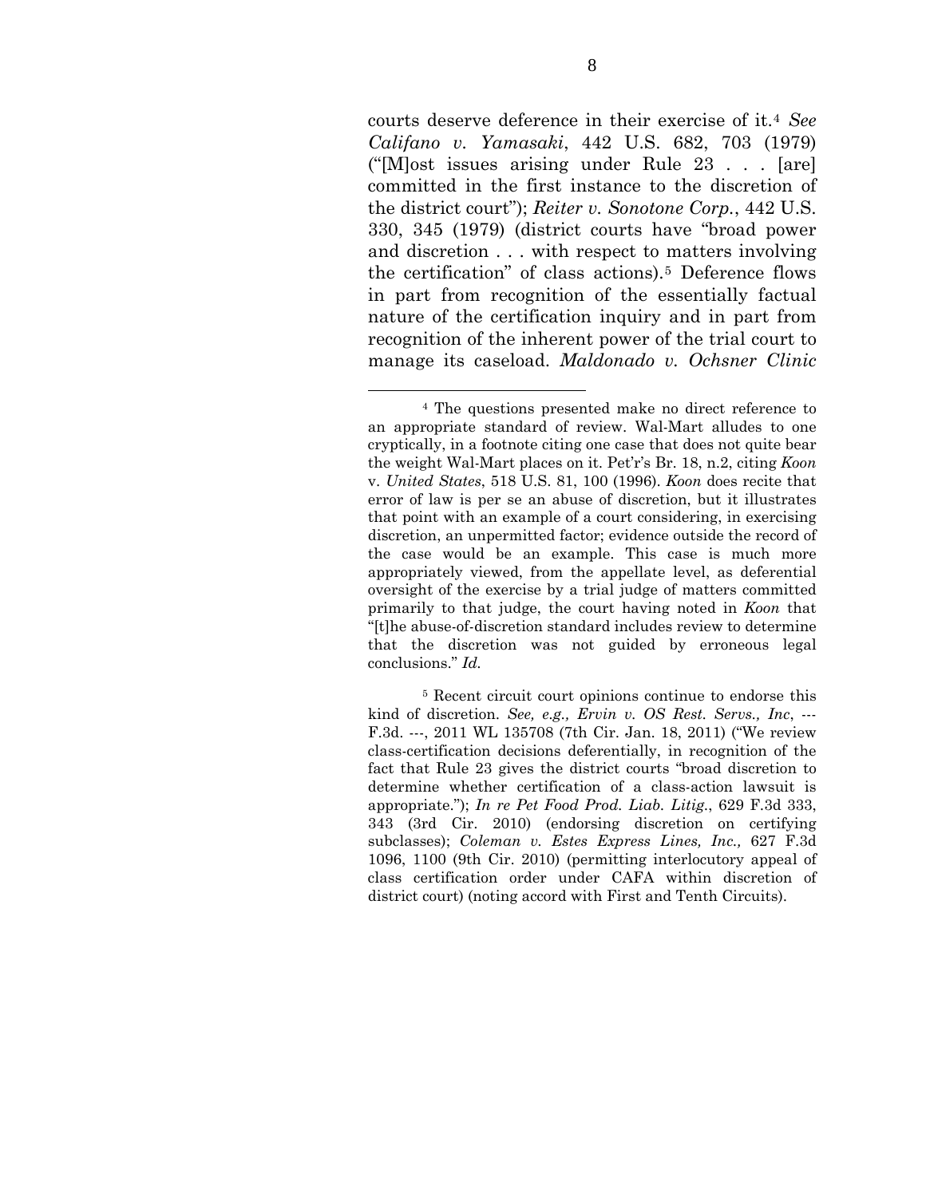courts deserve deference in their exercise of it.[4] *See Califano v. Yamasaki*, 442 U.S. 682, 703 (1979) ("[M]ost issues arising under Rule 23 . . . [are] committed in the first instance to the discretion of the district court"); *Reiter v. Sonotone Corp.*, 442 U.S. 330, 345 (1979) (district courts have "broad power and discretion . . . with respect to matters involving the certification" of class actions).[5] Deference flows in part from recognition of the essentially factual nature of the certification inquiry and in part from recognition of the inherent power of the trial court to manage its caseload. *Maldonado v. Ochsner Clinic*

---

[4] The questions presented make no direct reference to an appropriate standard of review. Wal-Mart alludes to one cryptically, in a footnote citing one case that does not quite bear the weight Wal-Mart places on it. Pet'r's Br. 18, n.2, citing *Koon* v. *United States*, 518 U.S. 81, 100 (1996). *Koon* does recite that error of law is per se an abuse of discretion, but it illustrates that point with an example of a court considering, in exercising discretion, an unpermitted factor; evidence outside the record of the case would be an example. This case is much more appropriately viewed, from the appellate level, as deferential oversight of the exercise by a trial judge of matters committed primarily to that judge, the court having noted in *Koon* that "[t]he abuse-of-discretion standard includes review to determine that the discretion was not guided by erroneous legal conclusions." *Id.*

[5] Recent circuit court opinions continue to endorse this kind of discretion. *See, e.g., Ervin v. OS Rest. Servs., Inc*, --- F.3d. ---, 2011 WL 135708 (7th Cir. Jan. 18, 2011) ("We review class-certification decisions deferentially, in recognition of the fact that Rule 23 gives the district courts "broad discretion to determine whether certification of a class-action lawsuit is appropriate."); *In re Pet Food Prod. Liab. Litig.*, 629 F.3d 333, 343 (3rd Cir. 2010) (endorsing discretion on certifying subclasses); *Coleman v. Estes Express Lines, Inc.,* 627 F.3d 1096, 1100 (9th Cir. 2010) (permitting interlocutory appeal of class certification order under CAFA within discretion of district court) (noting accord with First and Tenth Circuits).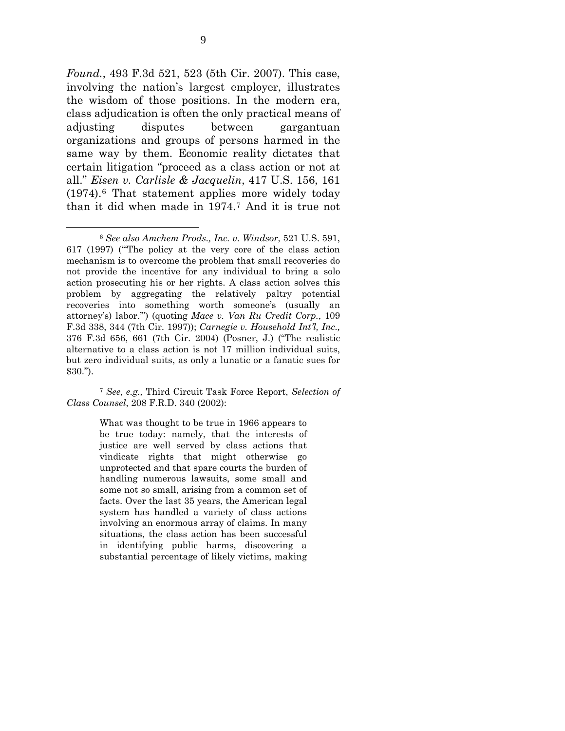*Found.*, 493 F.3d 521, 523 (5th Cir. 2007). This case, involving the nation's largest employer, illustrates the wisdom of those positions. In the modern era, class adjudication is often the only practical means of adjusting disputes between gargantuan organizations and groups of persons harmed in the same way by them. Economic reality dictates that certain litigation "proceed as a class action or not at all." *Eisen v. Carlisle & Jacquelin*, 417 U.S. 156, 161 (1974).[6] That statement applies more widely today than it did when made in 1974.[7] And it is true not

---

[6] *See also Amchem Prods., Inc. v. Windsor*, 521 U.S. 591, 617 (1997) ("'The policy at the very core of the class action mechanism is to overcome the problem that small recoveries do not provide the incentive for any individual to bring a solo action prosecuting his or her rights. A class action solves this problem by aggregating the relatively paltry potential recoveries into something worth someone's (usually an attorney's) labor.'") (quoting *Mace v. Van Ru Credit Corp.*, 109 F.3d 338, 344 (7th Cir. 1997)); *Carnegie v. Household Int'l, Inc.,* 376 F.3d 656, 661 (7th Cir. 2004) (Posner, J.) ("The realistic alternative to a class action is not 17 million individual suits, but zero individual suits, as only a lunatic or a fanatic sues for $30.").

[7] *See, e.g.,* Third Circuit Task Force Report, *Selection of Class Counsel*, 208 F.R.D. 340 (2002):

> What was thought to be true in 1966 appears to be true today: namely, that the interests of justice are well served by class actions that vindicate rights that might otherwise go unprotected and that spare courts the burden of handling numerous lawsuits, some small and some not so small, arising from a common set of facts. Over the last 35 years, the American legal system has handled a variety of class actions involving an enormous array of claims. In many situations, the class action has been successful in identifying public harms, discovering a substantial percentage of likely victims, making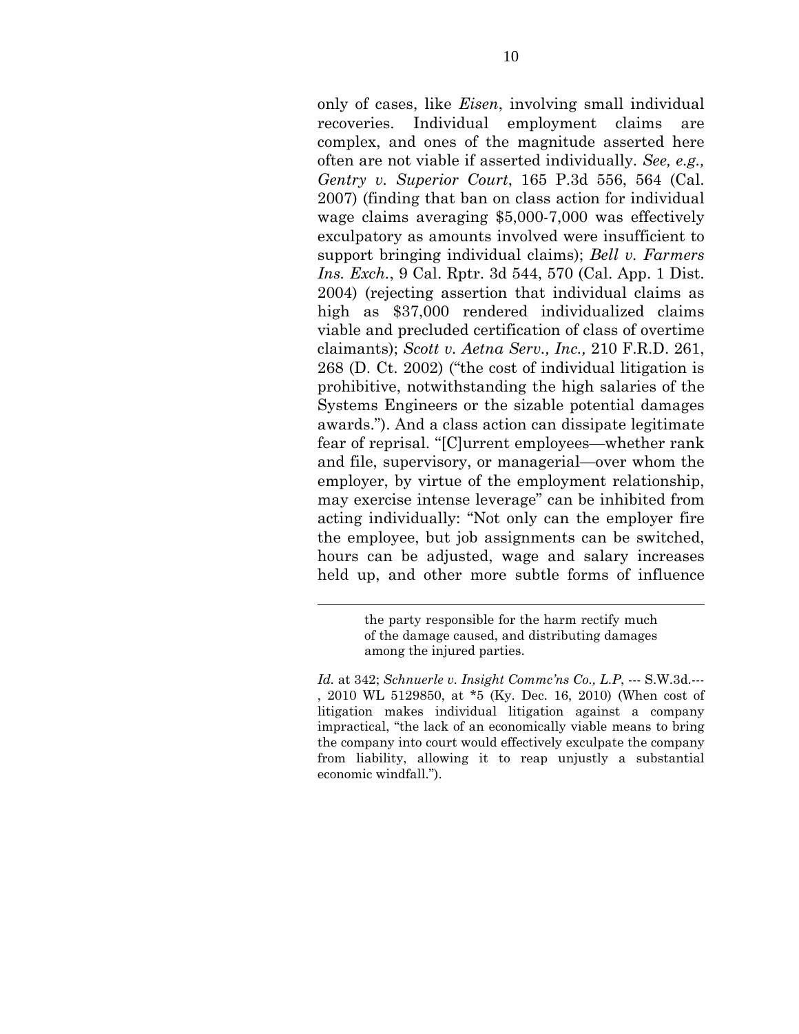only of cases, like *Eisen*, involving small individual recoveries. Individual employment claims are complex, and ones of the magnitude asserted here often are not viable if asserted individually. *See, e.g., Gentry v. Superior Court*, 165 P.3d 556, 564 (Cal. 2007) (finding that ban on class action for individual wage claims averaging $5,000-7,000 was effectively exculpatory as amounts involved were insufficient to support bringing individual claims); *Bell v. Farmers Ins. Exch.*, 9 Cal. Rptr. 3d 544, 570 (Cal. App. 1 Dist. 2004) (rejecting assertion that individual claims as high as $37,000 rendered individualized claims viable and precluded certification of class of overtime claimants); *Scott v. Aetna Serv., Inc.,* 210 F.R.D. 261, 268 (D. Ct. 2002) ("the cost of individual litigation is prohibitive, notwithstanding the high salaries of the Systems Engineers or the sizable potential damages awards."). And a class action can dissipate legitimate fear of reprisal. "[C]urrent employees—whether rank and file, supervisory, or managerial—over whom the employer, by virtue of the employment relationship, may exercise intense leverage" can be inhibited from acting individually: "Not only can the employer fire the employee, but job assignments can be switched, hours can be adjusted, wage and salary increases held up, and other more subtle forms of influence

---

> the party responsible for the harm rectify much of the damage caused, and distributing damages among the injured parties.

*Id.* at 342; *Schnuerle v. Insight Commc'ns Co., L.P*, --- S.W.3d.---, 2010 WL 5129850, at *5 (Ky. Dec. 16, 2010) (When cost of litigation makes individual litigation against a company impractical, "the lack of an economically viable means to bring the company into court would effectively exculpate the company from liability, allowing it to reap unjustly a substantial economic windfall.").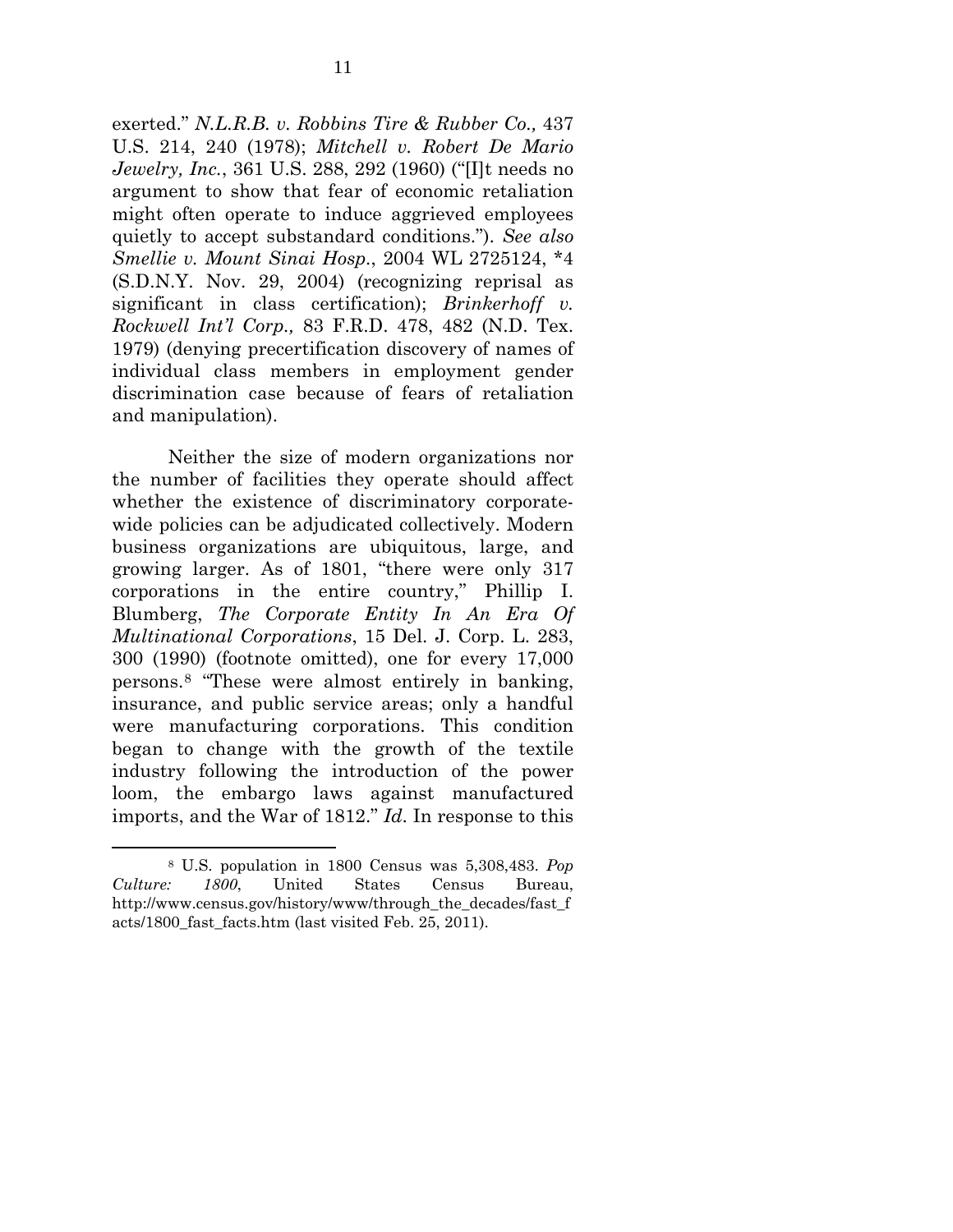exerted." *N.L.R.B. v. Robbins Tire & Rubber Co.,* 437 U.S. 214, 240 (1978); *Mitchell v. Robert De Mario Jewelry, Inc.*, 361 U.S. 288, 292 (1960) ("[I]t needs no argument to show that fear of economic retaliation might often operate to induce aggrieved employees quietly to accept substandard conditions."). *See also Smellie v. Mount Sinai Hosp.*, 2004 WL 2725124, *4 (S.D.N.Y. Nov. 29, 2004) (recognizing reprisal as significant in class certification); *Brinkerhoff v. Rockwell Int'l Corp.,* 83 F.R.D. 478, 482 (N.D. Tex. 1979) (denying precertification discovery of names of individual class members in employment gender discrimination case because of fears of retaliation and manipulation).

Neither the size of modern organizations nor the number of facilities they operate should affect whether the existence of discriminatory corporate-wide policies can be adjudicated collectively. Modern business organizations are ubiquitous, large, and growing larger. As of 1801, "there were only 317 corporations in the entire country," Phillip I. Blumberg, *The Corporate Entity In An Era Of Multinational Corporations*, 15 Del. J. Corp. L. 283, 300 (1990) (footnote omitted), one for every 17,000 persons.[8] "These were almost entirely in banking, insurance, and public service areas; only a handful were manufacturing corporations. This condition began to change with the growth of the textile industry following the introduction of the power loom, the embargo laws against manufactured imports, and the War of 1812." *Id*. In response to this

---

[8] U.S. population in 1800 Census was 5,308,483. *Pop Culture: 1800*, United States Census Bureau, http://www.census.gov/history/www/through_the_decades/fast_facts/1800_fast_facts.htm (last visited Feb. 25, 2011).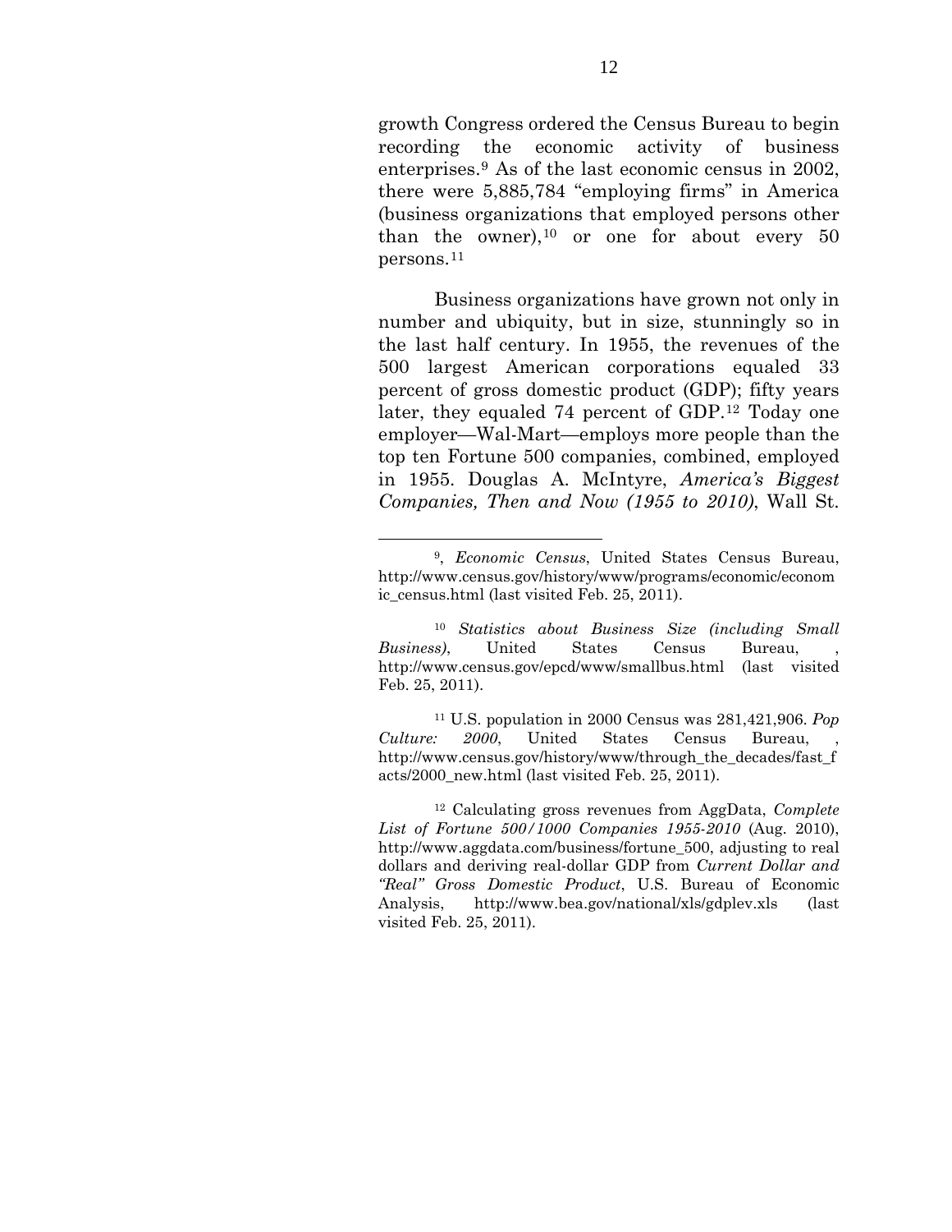growth Congress ordered the Census Bureau to begin recording the economic activity of business enterprises.[9] As of the last economic census in 2002, there were 5,885,784 "employing firms" in America (business organizations that employed persons other than the owner),[10] or one for about every 50 persons.[11]

Business organizations have grown not only in number and ubiquity, but in size, stunningly so in the last half century. In 1955, the revenues of the 500 largest American corporations equaled 33 percent of gross domestic product (GDP); fifty years later, they equaled 74 percent of GDP.[12] Today one employer—Wal-Mart—employs more people than the top ten Fortune 500 companies, combined, employed in 1955. Douglas A. McIntyre, *America's Biggest Companies, Then and Now (1955 to 2010)*, Wall St.

---

[9], *Economic Census*, United States Census Bureau, http://www.census.gov/history/www/programs/economic/economic_census.html (last visited Feb. 25, 2011).

[10] *Statistics about Business Size (including Small Business)*, United States Census Bureau, , http://www.census.gov/epcd/www/smallbus.html (last visited Feb. 25, 2011).

[11] U.S. population in 2000 Census was 281,421,906. *Pop Culture: 2000*, United States Census Bureau, , http://www.census.gov/history/www/through_the_decades/fast_facts/2000_new.html (last visited Feb. 25, 2011).

[12] Calculating gross revenues from AggData, *Complete List of Fortune 500/1000 Companies 1955-2010* (Aug. 2010), http://www.aggdata.com/business/fortune_500, adjusting to real dollars and deriving real-dollar GDP from *Current Dollar and "Real" Gross Domestic Product*, U.S. Bureau of Economic Analysis, http://www.bea.gov/national/xls/gdplev.xls (last visited Feb. 25, 2011).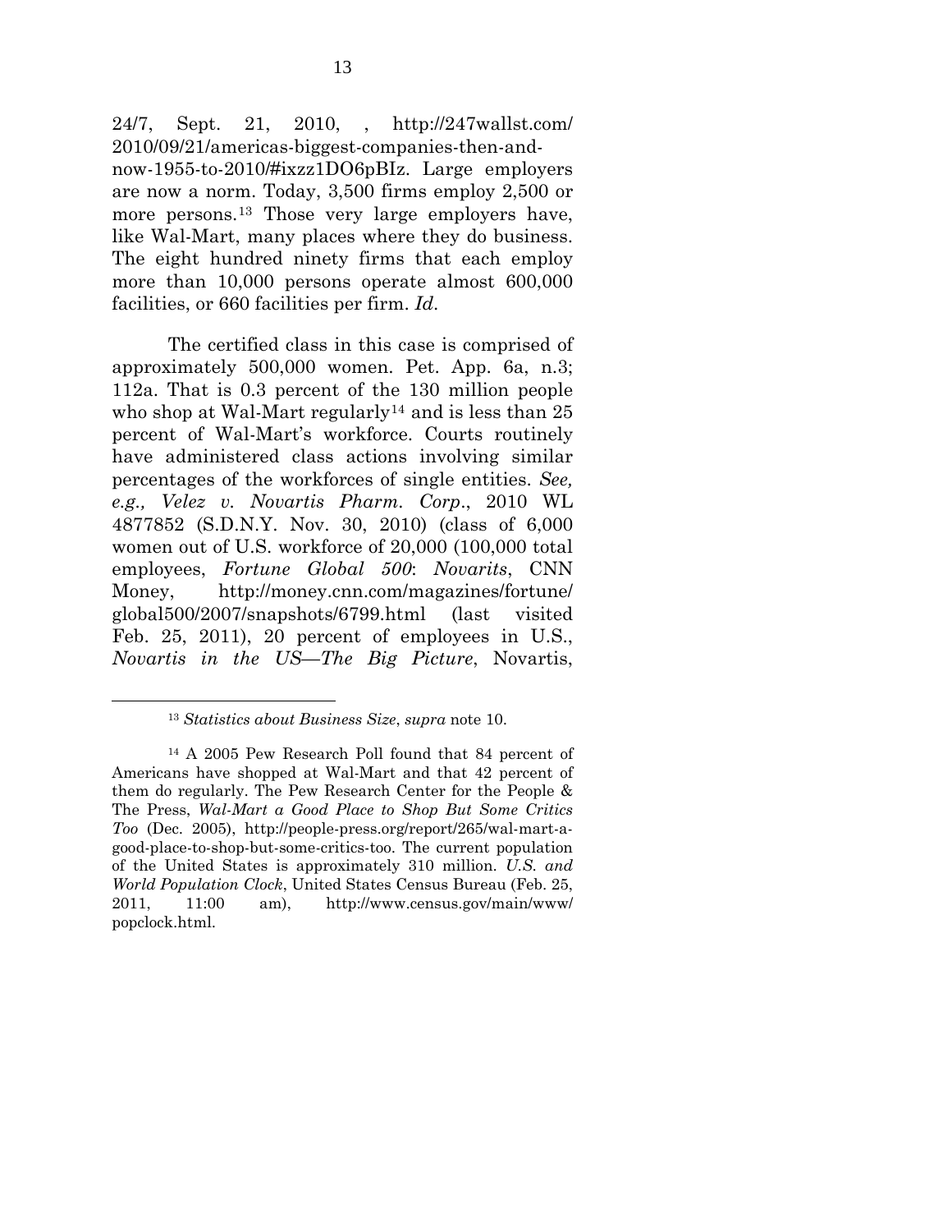24/7, Sept. 21, 2010, , http://247wallst.com/2010/09/21/americas-biggest-companies-then-and-now-1955-to-2010/#ixzz1DO6pBIz. Large employers are now a norm. Today, 3,500 firms employ 2,500 or more persons.[13] Those very large employers have, like Wal-Mart, many places where they do business. The eight hundred ninety firms that each employ more than 10,000 persons operate almost 600,000 facilities, or 660 facilities per firm. *Id*.

The certified class in this case is comprised of approximately 500,000 women. Pet. App. 6a, n.3; 112a. That is 0.3 percent of the 130 million people who shop at Wal-Mart regularly[14] and is less than 25 percent of Wal-Mart's workforce. Courts routinely have administered class actions involving similar percentages of the workforces of single entities. *See, e.g., Velez v. Novartis Pharm. Corp*., 2010 WL 4877852 (S.D.N.Y. Nov. 30, 2010) (class of 6,000 women out of U.S. workforce of 20,000 (100,000 total employees, *Fortune Global 500*: *Novarits*, CNN Money, http://money.cnn.com/magazines/fortune/global500/2007/snapshots/6799.html (last visited Feb. 25, 2011), 20 percent of employees in U.S., *Novartis in the US—The Big Picture*, Novartis,

---

[13] *Statistics about Business Size*, *supra* note 10.

[14] A 2005 Pew Research Poll found that 84 percent of Americans have shopped at Wal-Mart and that 42 percent of them do regularly. The Pew Research Center for the People & The Press, *Wal-Mart a Good Place to Shop But Some Critics Too* (Dec. 2005), http://people-press.org/report/265/wal-mart-a-good-place-to-shop-but-some-critics-too. The current population of the United States is approximately 310 million. *U.S. and World Population Clock*, United States Census Bureau (Feb. 25, 2011, 11:00 am), http://www.census.gov/main/www/popclock.html.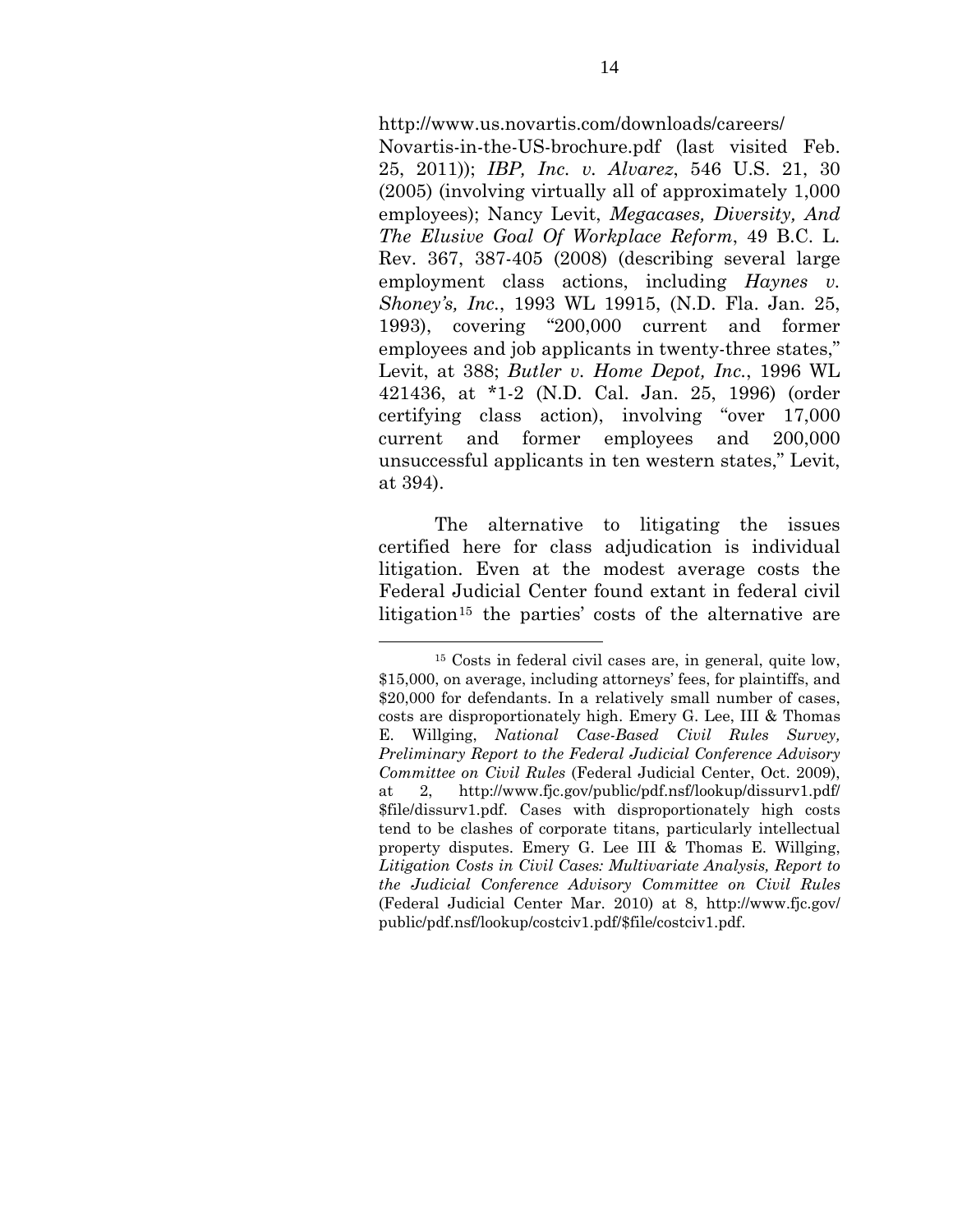http://www.us.novartis.com/downloads/careers/Novartis-in-the-US-brochure.pdf (last visited Feb. 25, 2011)); *IBP, Inc. v. Alvarez*, 546 U.S. 21, 30 (2005) (involving virtually all of approximately 1,000 employees); Nancy Levit, *Megacases, Diversity, And The Elusive Goal Of Workplace Reform*, 49 B.C. L. Rev. 367, 387-405 (2008) (describing several large employment class actions, including *Haynes v. Shoney's, Inc.*, 1993 WL 19915, (N.D. Fla. Jan. 25, 1993), covering "200,000 current and former employees and job applicants in twenty-three states," Levit, at 388; *Butler v. Home Depot, Inc.*, 1996 WL 421436, at *1-2 (N.D. Cal. Jan. 25, 1996) (order certifying class action), involving "over 17,000 current and former employees and 200,000 unsuccessful applicants in ten western states," Levit, at 394).

The alternative to litigating the issues certified here for class adjudication is individual litigation. Even at the modest average costs the Federal Judicial Center found extant in federal civil litigation[15] the parties' costs of the alternative are

---

[15] Costs in federal civil cases are, in general, quite low, $15,000, on average, including attorneys' fees, for plaintiffs, and $20,000 for defendants. In a relatively small number of cases, costs are disproportionately high. Emery G. Lee, III & Thomas E. Willging, *National Case-Based Civil Rules Survey, Preliminary Report to the Federal Judicial Conference Advisory Committee on Civil Rules* (Federal Judicial Center, Oct. 2009), at 2, http://www.fjc.gov/public/pdf.nsf/lookup/dissurv1.pdf/$file/dissurv1.pdf. Cases with disproportionately high costs tend to be clashes of corporate titans, particularly intellectual property disputes. Emery G. Lee III & Thomas E. Willging, *Litigation Costs in Civil Cases: Multivariate Analysis, Report to the Judicial Conference Advisory Committee on Civil Rules* (Federal Judicial Center Mar. 2010) at 8, http://www.fjc.gov/public/pdf.nsf/lookup/costciv1.pdf/$file/costciv1.pdf.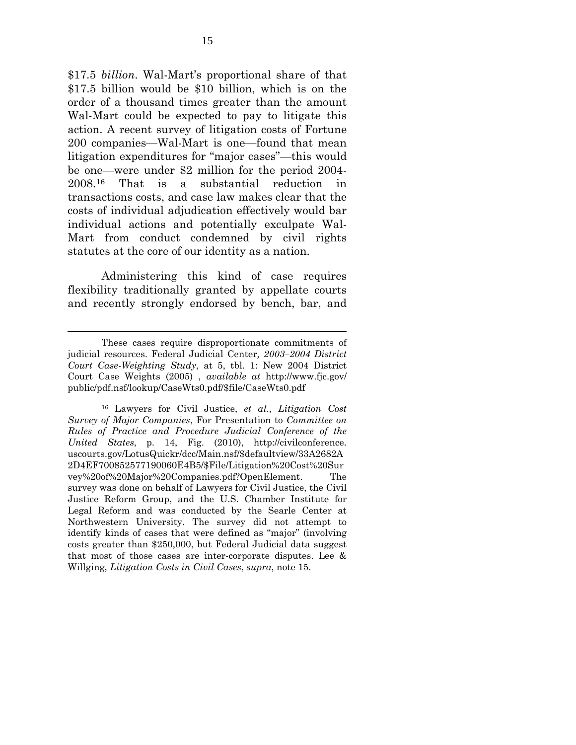$17.5 *billion*. Wal-Mart's proportional share of that $17.5 billion would be $10 billion, which is on the order of a thousand times greater than the amount Wal-Mart could be expected to pay to litigate this action. A recent survey of litigation costs of Fortune 200 companies—Wal-Mart is one—found that mean litigation expenditures for "major cases"—this would be one—were under $2 million for the period 2004-2008.[16] That is a substantial reduction in transactions costs, and case law makes clear that the costs of individual adjudication effectively would bar individual actions and potentially exculpate Wal-Mart from conduct condemned by civil rights statutes at the core of our identity as a nation.

Administering this kind of case requires flexibility traditionally granted by appellate courts and recently strongly endorsed by bench, bar, and

---

These cases require disproportionate commitments of judicial resources. Federal Judicial Center*, 2003–2004 District Court Case-Weighting Study*, at 5, tbl. 1: New 2004 District Court Case Weights (2005) , *available at* http://www.fjc.gov/public/pdf.nsf/lookup/CaseWts0.pdf/$file/CaseWts0.pdf

[16] Lawyers for Civil Justice, *et al.*, *Litigation Cost Survey of Major Companies*, For Presentation to *Committee on Rules of Practice and Procedure Judicial Conference of the United States*, p. 14, Fig. (2010), http://civilconference.uscourts.gov/LotusQuickr/dcc/Main.nsf/$defaultview/33A2682A2D4EF700852577190060E4B5/$File/Litigation%20Cost%20Survey%20of%20Major%20Companies.pdf?OpenElement. The survey was done on behalf of Lawyers for Civil Justice, the Civil Justice Reform Group, and the U.S. Chamber Institute for Legal Reform and was conducted by the Searle Center at Northwestern University. The survey did not attempt to identify kinds of cases that were defined as "major" (involving costs greater than $250,000, but Federal Judicial data suggest that most of those cases are inter-corporate disputes. Lee & Willging, *Litigation Costs in Civil Cases*, *supra*, note 15.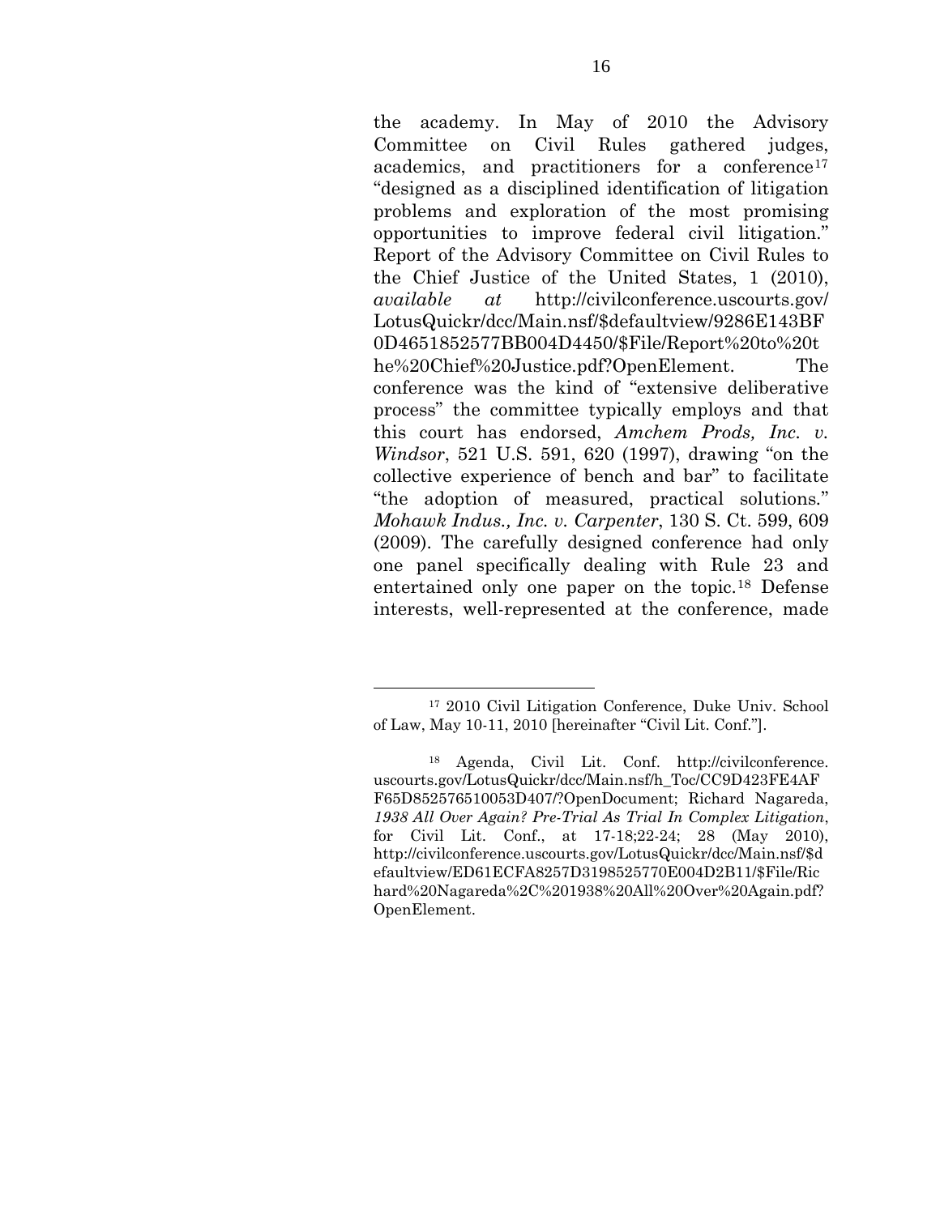the academy. In May of 2010 the Advisory Committee on Civil Rules gathered judges, academics, and practitioners for a conference[17] "designed as a disciplined identification of litigation problems and exploration of the most promising opportunities to improve federal civil litigation." Report of the Advisory Committee on Civil Rules to the Chief Justice of the United States, 1 (2010), *available at* http://civilconference.uscourts.gov/LotusQuickr/dcc/Main.nsf/$defaultview/9286E143BF0D4651852577BB004D4450/$File/Report%20to%20the%20Chief%20Justice.pdf?OpenElement. The conference was the kind of "extensive deliberative process" the committee typically employs and that this court has endorsed, *Amchem Prods, Inc. v. Windsor*, 521 U.S. 591, 620 (1997), drawing "on the collective experience of bench and bar" to facilitate "the adoption of measured, practical solutions." *Mohawk Indus., Inc. v. Carpenter*, 130 S. Ct. 599, 609 (2009). The carefully designed conference had only one panel specifically dealing with Rule 23 and entertained only one paper on the topic.[18] Defense interests, well-represented at the conference, made

---

[17] 2010 Civil Litigation Conference, Duke Univ. School of Law, May 10-11, 2010 [hereinafter "Civil Lit. Conf."].

[18] Agenda, Civil Lit. Conf. http://civilconference.uscourts.gov/LotusQuickr/dcc/Main.nsf/h_Toc/CC9D423FE4AFF65D852576510053D407/?OpenDocument; Richard Nagareda, *1938 All Over Again? Pre-Trial As Trial In Complex Litigation*, for Civil Lit. Conf., at 17-18;22-24; 28 (May 2010), http://civilconference.uscourts.gov/LotusQuickr/dcc/Main.nsf/$defaultview/ED61ECFA8257D3198525770E004D2B11/$File/Richard%20Nagareda%2C%201938%20All%20Over%20Again.pdf?OpenElement.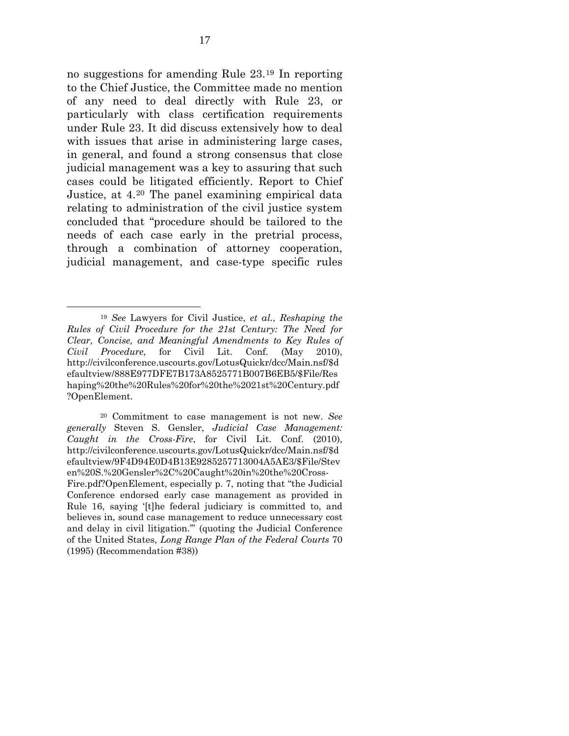no suggestions for amending Rule 23.[19] In reporting to the Chief Justice, the Committee made no mention of any need to deal directly with Rule 23, or particularly with class certification requirements under Rule 23. It did discuss extensively how to deal with issues that arise in administering large cases, in general, and found a strong consensus that close judicial management was a key to assuring that such cases could be litigated efficiently. Report to Chief Justice, at 4.[20] The panel examining empirical data relating to administration of the civil justice system concluded that "procedure should be tailored to the needs of each case early in the pretrial process, through a combination of attorney cooperation, judicial management, and case-type specific rules

---

[19] *See* Lawyers for Civil Justice, *et al.*, *Reshaping the Rules of Civil Procedure for the 21st Century: The Need for Clear, Concise, and Meaningful Amendments to Key Rules of Civil Procedure*, for Civil Lit. Conf. (May 2010), http://civilconference.uscourts.gov/LotusQuickr/dcc/Main.nsf/$defaultview/888E977DFE7B173A8525771B007B6EB5/$File/Reshaping%20the%20Rules%20for%20the%2021st%20Century.pdf?OpenElement.

[20] Commitment to case management is not new. *See generally* Steven S. Gensler, *Judicial Case Management: Caught in the Cross-Fire*, for Civil Lit. Conf. (2010), http://civilconference.uscourts.gov/LotusQuickr/dcc/Main.nsf/$defaultview/9F4D94E0D4B13E9285257713004A5AE3/$File/Steven%20S.%20Gensler%2C%20Caught%20in%20the%20Cross-Fire.pdf?OpenElement, especially p. 7, noting that "the Judicial Conference endorsed early case management as provided in Rule 16, saying '[t]he federal judiciary is committed to, and believes in, sound case management to reduce unnecessary cost and delay in civil litigation.'" (quoting the Judicial Conference of the United States, *Long Range Plan of the Federal Courts* 70 (1995) (Recommendation #38))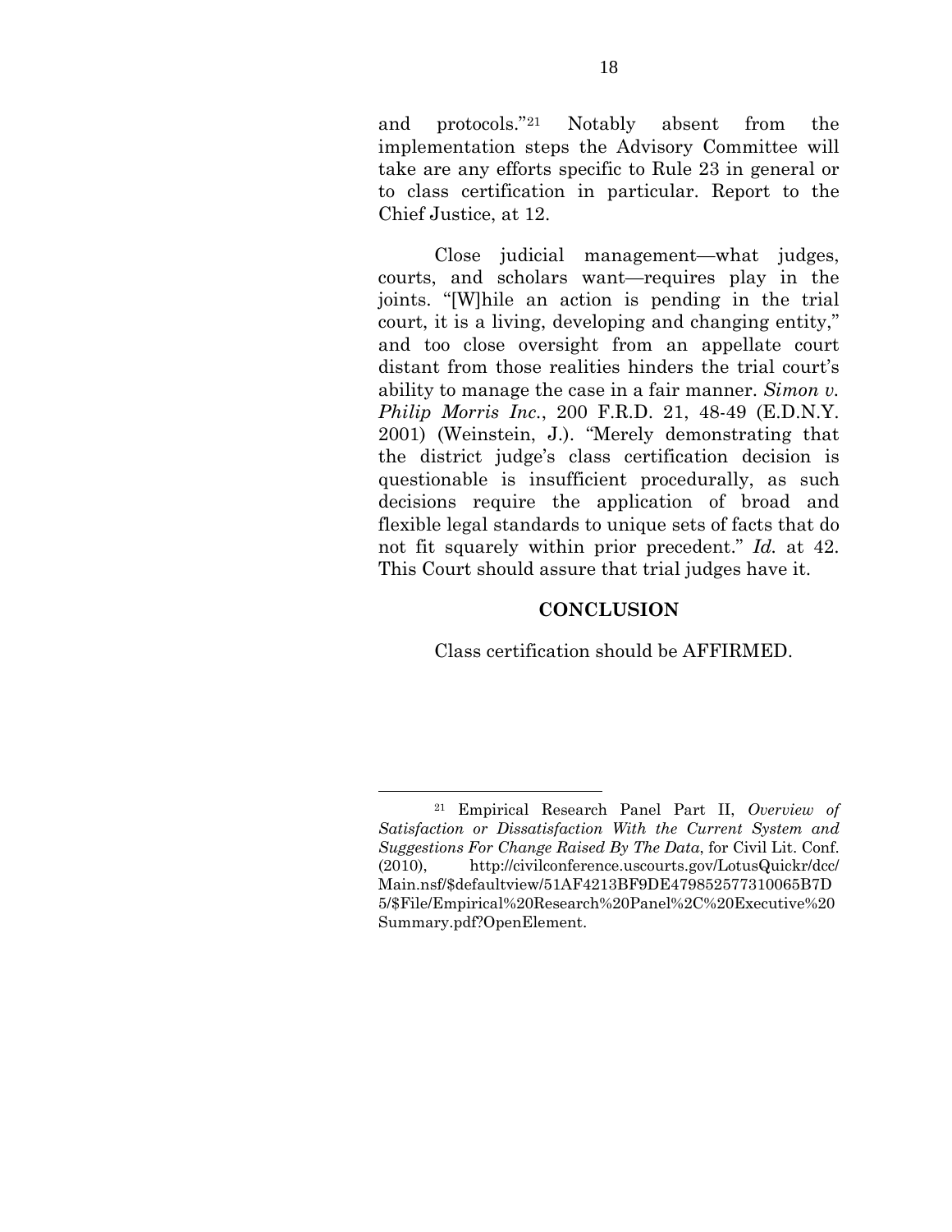and protocols."[21] Notably absent from the implementation steps the Advisory Committee will take are any efforts specific to Rule 23 in general or to class certification in particular. Report to the Chief Justice, at 12.

Close judicial management—what judges, courts, and scholars want—requires play in the joints. "[W]hile an action is pending in the trial court, it is a living, developing and changing entity," and too close oversight from an appellate court distant from those realities hinders the trial court's ability to manage the case in a fair manner. *Simon v. Philip Morris Inc.*, 200 F.R.D. 21, 48-49 (E.D.N.Y. 2001) (Weinstein, J.). "Merely demonstrating that the district judge's class certification decision is questionable is insufficient procedurally, as such decisions require the application of broad and flexible legal standards to unique sets of facts that do not fit squarely within prior precedent." *Id.* at 42. This Court should assure that trial judges have it.

## CONCLUSION

Class certification should be AFFIRMED.

---

[21] Empirical Research Panel Part II, *Overview of Satisfaction or Dissatisfaction With the Current System and Suggestions For Change Raised By The Data*, for Civil Lit. Conf. (2010), http://civilconference.uscourts.gov/LotusQuickr/dcc/Main.nsf/$defaultview/51AF4213BF9DE479852577310065B7D5/$File/Empirical%20Research%20Panel%2C%20Executive%20Summary.pdf?OpenElement.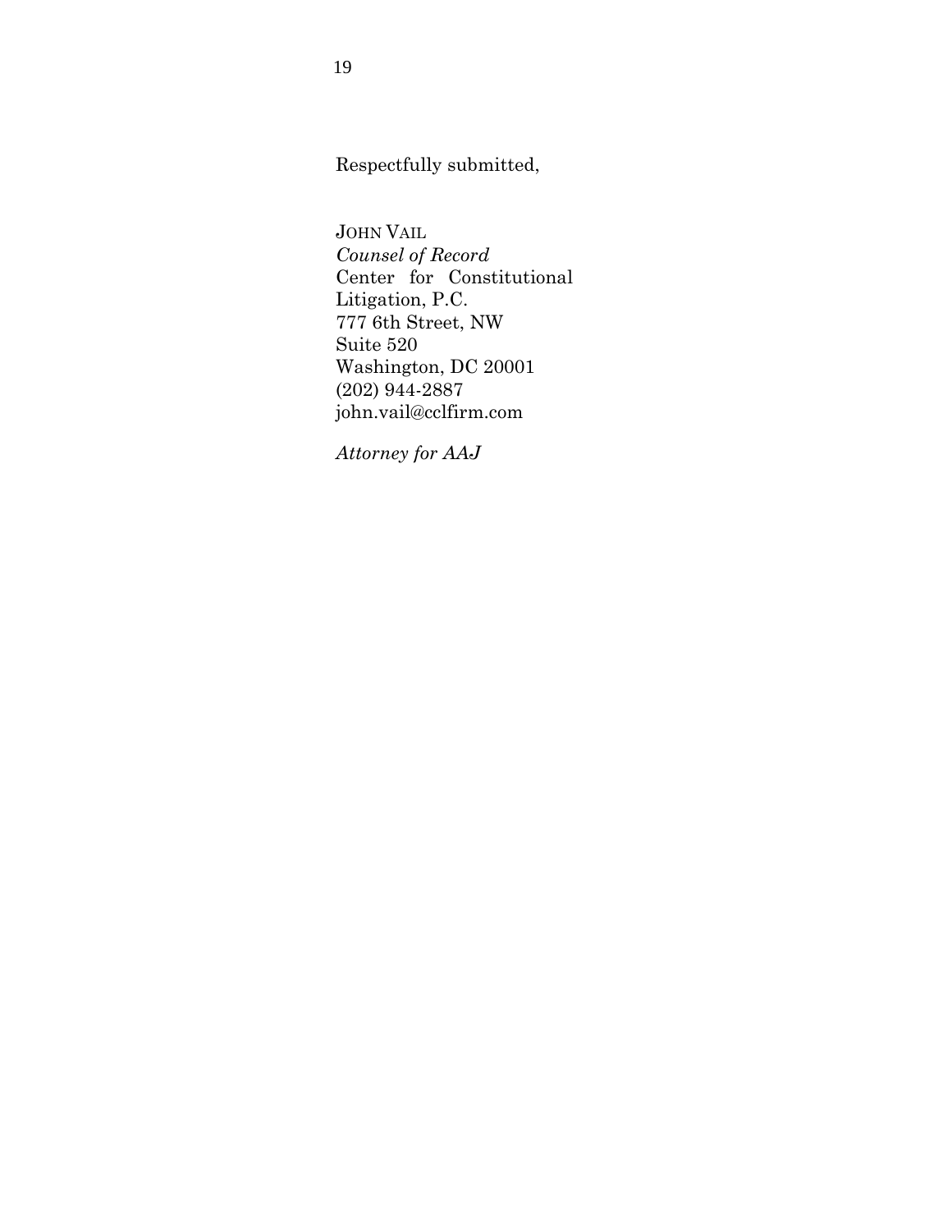Respectfully submitted,

JOHN VAIL
*Counsel of Record*
Center for Constitutional Litigation, P.C.
777 6th Street, NW
Suite 520
Washington, DC 20001
(202) 944-2887
john.vail@cclfirm.com

*Attorney for AAJ*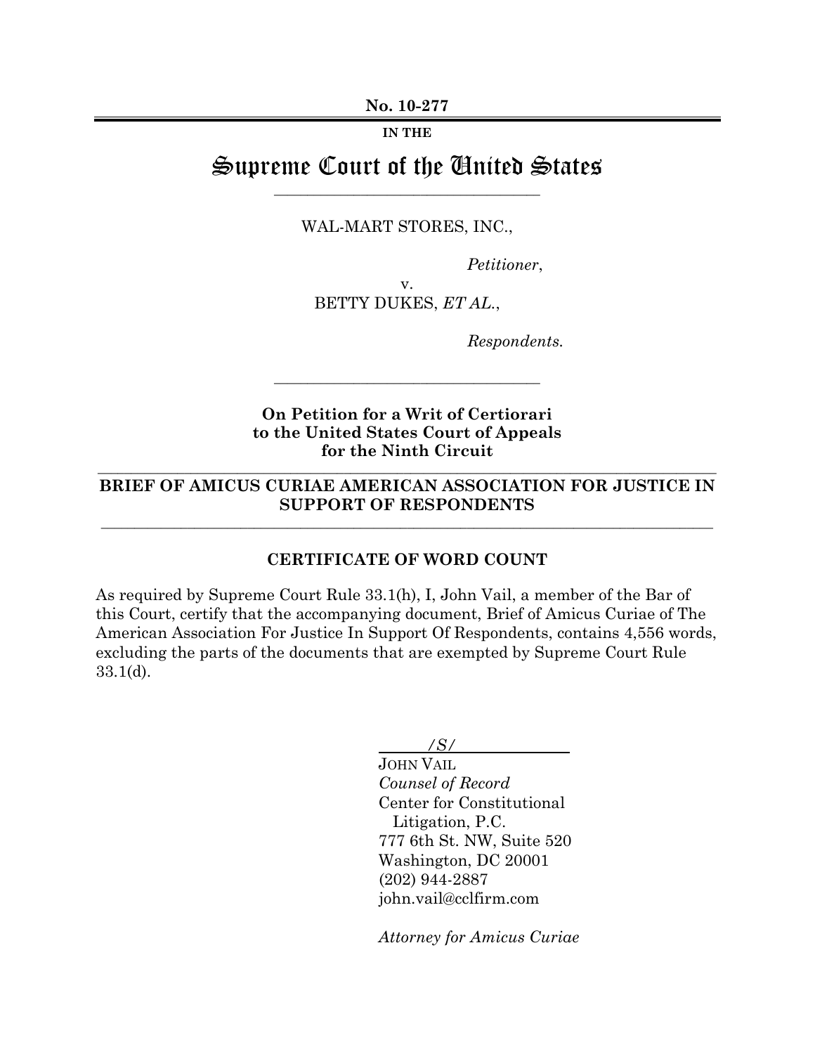**No. 10-277**

**IN THE**

# Supreme Court of the United States

WAL-MART STORES, INC.,

*Petitioner*,

v.

BETTY DUKES, *ET AL.*,

*Respondents.*

**On Petition for a Writ of Certiorari to the United States Court of Appeals for the Ninth Circuit**

**BRIEF OF AMICUS CURIAE AMERICAN ASSOCIATION FOR JUSTICE IN SUPPORT OF RESPONDENTS**

**CERTIFICATE OF WORD COUNT**

As required by Supreme Court Rule 33.1(h), I, John Vail, a member of the Bar of this Court, certify that the accompanying document, Brief of Amicus Curiae of The American Association For Justice In Support Of Respondents, contains 4,556 words, excluding the parts of the documents that are exempted by Supreme Court Rule 33.1(d).

*/S/*

JOHN VAIL
*Counsel of Record*
Center for Constitutional Litigation, P.C.
777 6th St. NW, Suite 520
Washington, DC 20001
(202) 944-2887
john.vail@cclfirm.com

*Attorney for Amicus Curiae*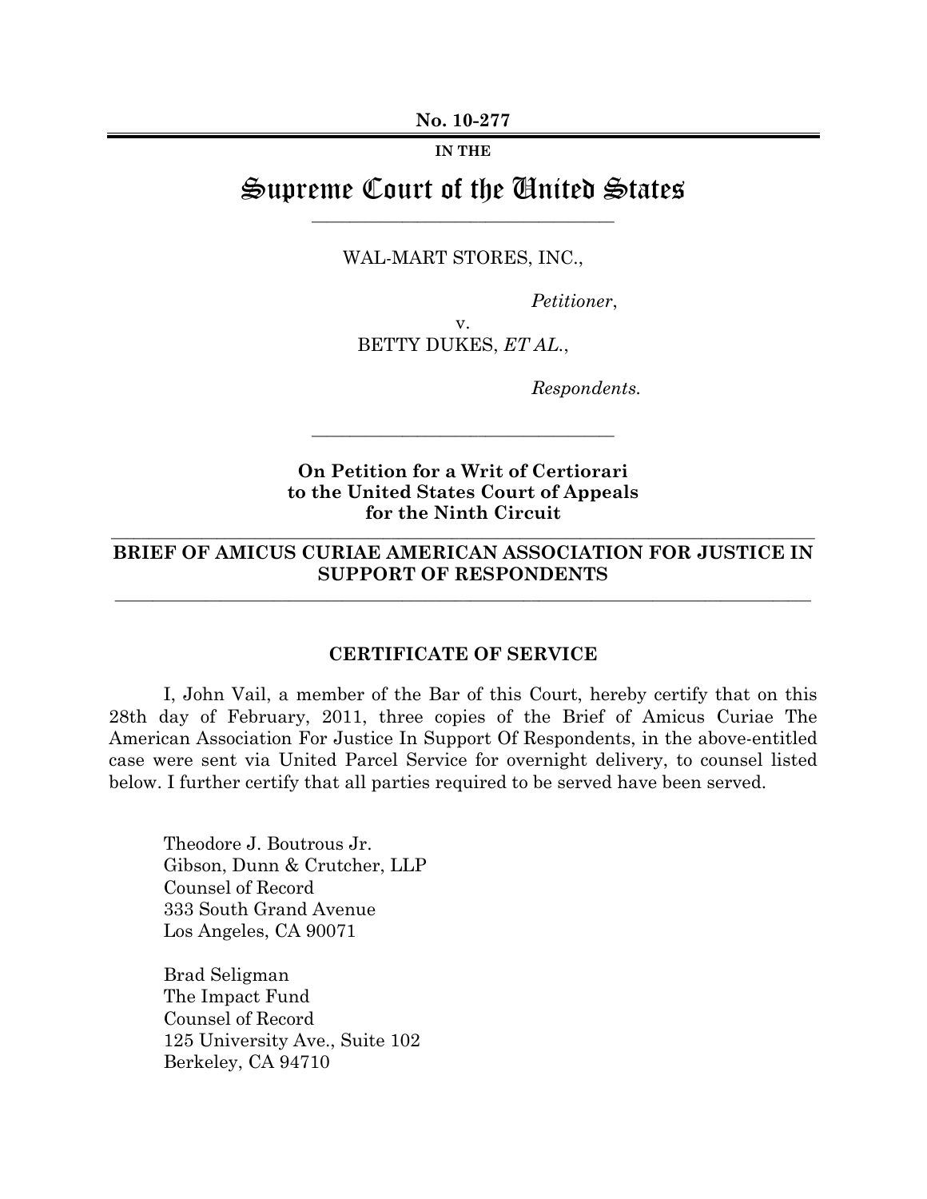**No. 10-277**

**IN THE**

# Supreme Court of the United States

WAL-MART STORES, INC.,

*Petitioner*,

v.

BETTY DUKES, *ET AL*.,

*Respondents.*

**On Petition for a Writ of Certiorari to the United States Court of Appeals for the Ninth Circuit**

## BRIEF OF AMICUS CURIAE AMERICAN ASSOCIATION FOR JUSTICE IN SUPPORT OF RESPONDENTS

### CERTIFICATE OF SERVICE

I, John Vail, a member of the Bar of this Court, hereby certify that on this 28th day of February, 2011, three copies of the Brief of Amicus Curiae The American Association For Justice In Support Of Respondents, in the above-entitled case were sent via United Parcel Service for overnight delivery, to counsel listed below. I further certify that all parties required to be served have been served.

Theodore J. Boutrous Jr.
Gibson, Dunn & Crutcher, LLP
Counsel of Record
333 South Grand Avenue
Los Angeles, CA 90071

Brad Seligman
The Impact Fund
Counsel of Record
125 University Ave., Suite 102
Berkeley, CA 94710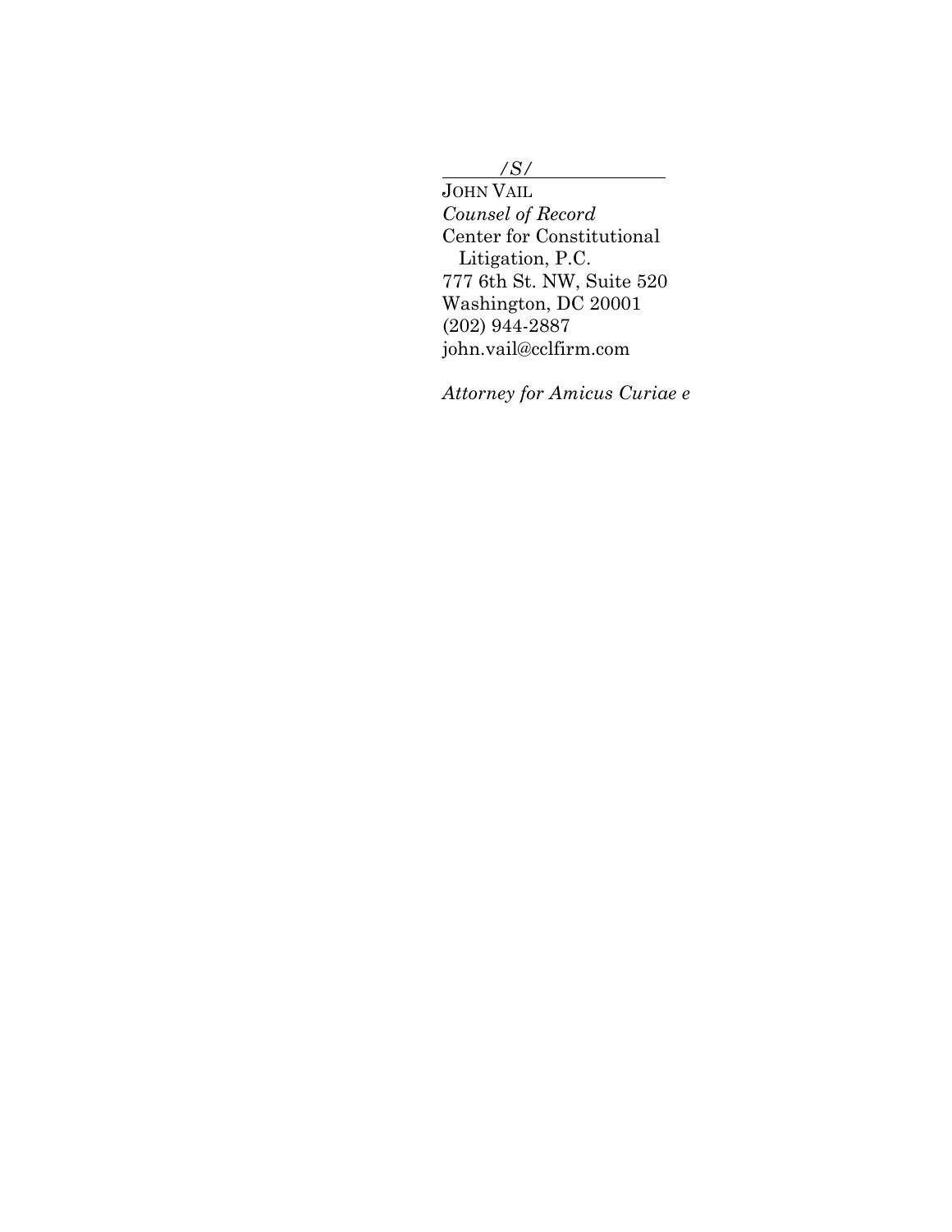/S/

JOHN VAIL
*Counsel of Record*
Center for Constitutional Litigation, P.C.
777 6th St. NW, Suite 520
Washington, DC 20001
(202) 944-2887
john.vail@cclfirm.com

*Attorney for Amicus Curiae e*